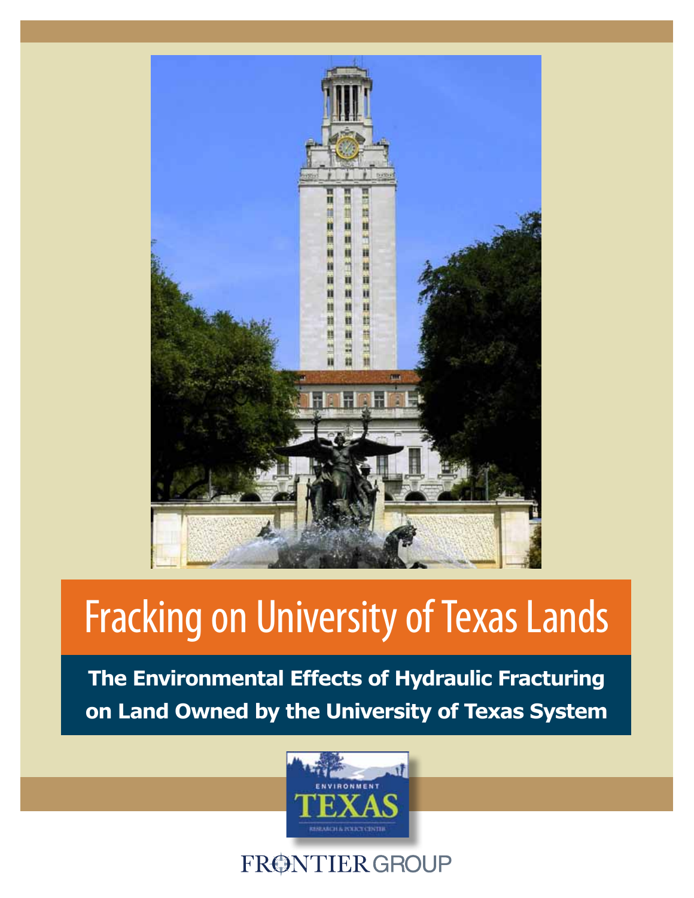# Fracking on University of Texas Lands

## The Environmental Effects of Hydraulic Fracturing on Land Owned by the University of Texas System

ENVIRONMENT TEXAS RESEARCH & POLICY CENTER

FRONTIER GROUP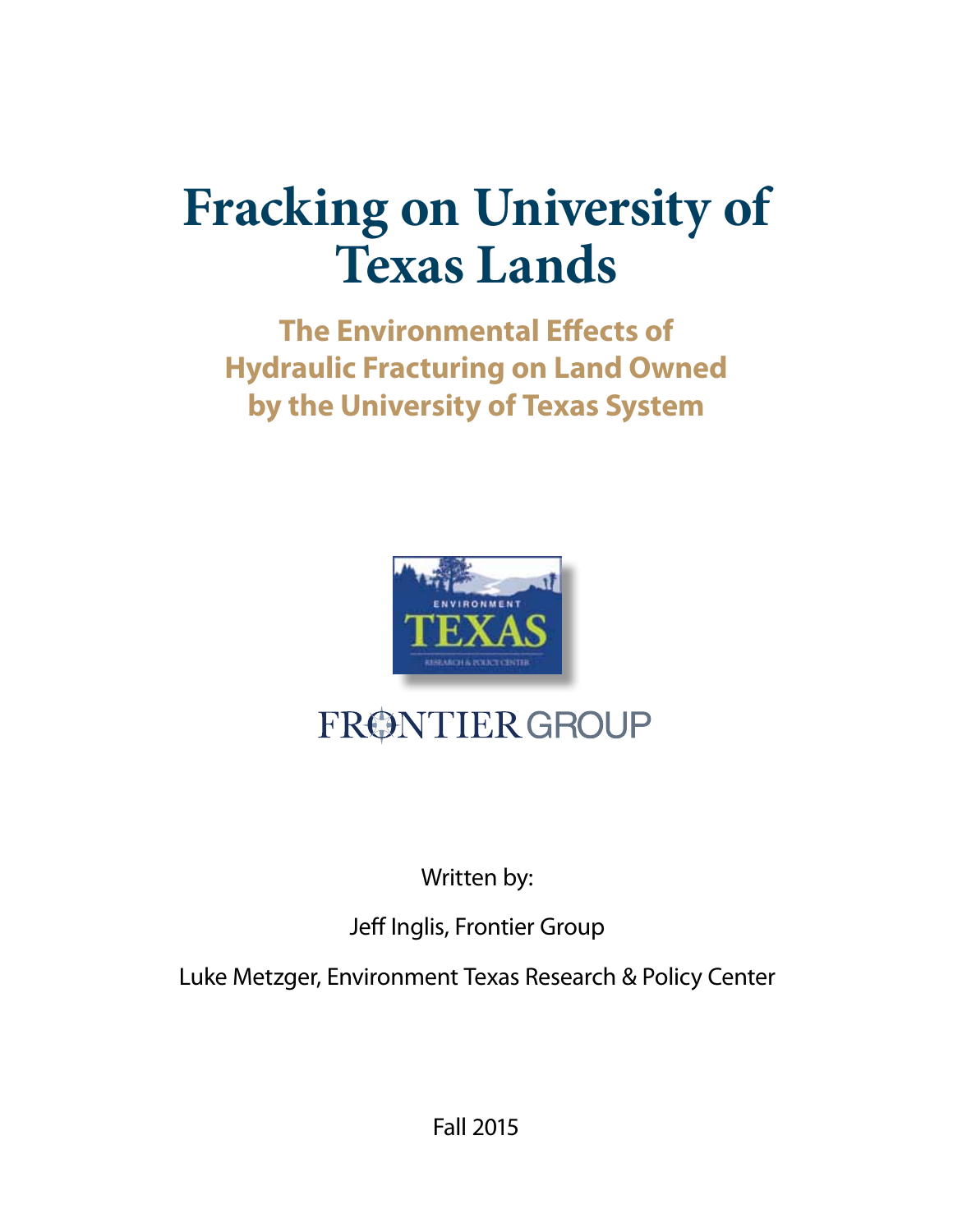# Fracking on University of Texas Lands

## The Environmental Effects of Hydraulic Fracturing on Land Owned by the University of Texas System

ENVIRONMENT TEXAS RESEARCH & POLICY CENTER

FRONTIER GROUP

Written by:

Jeff Inglis, Frontier Group

Luke Metzger, Environment Texas Research & Policy Center

Fall 2015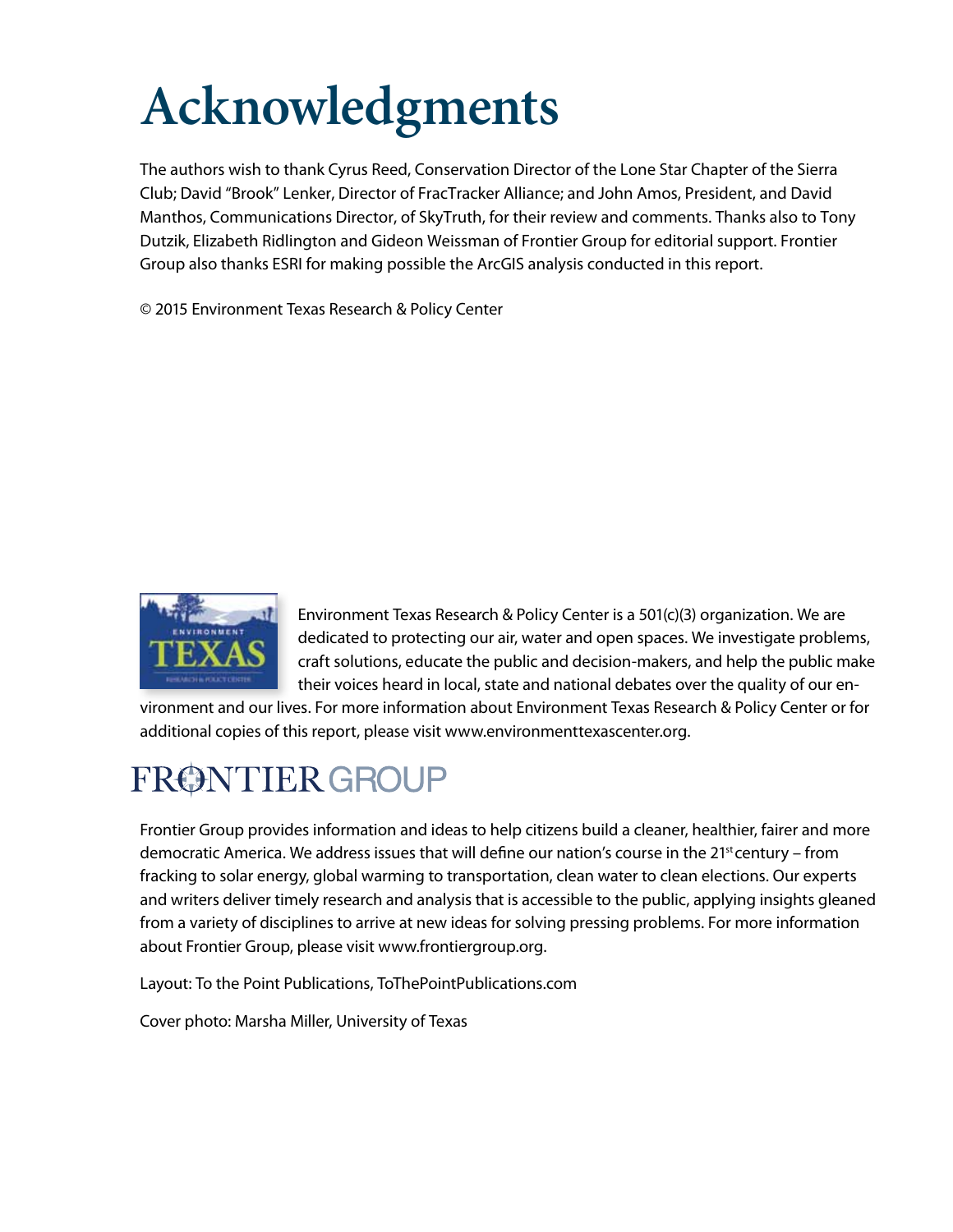# Acknowledgments

The authors wish to thank Cyrus Reed, Conservation Director of the Lone Star Chapter of the Sierra Club; David "Brook" Lenker, Director of FracTracker Alliance; and John Amos, President, and David Manthos, Communications Director, of SkyTruth, for their review and comments. Thanks also to Tony Dutzik, Elizabeth Ridlington and Gideon Weissman of Frontier Group for editorial support. Frontier Group also thanks ESRI for making possible the ArcGIS analysis conducted in this report.

© 2015 Environment Texas Research & Policy Center

Environment Texas Research & Policy Center is a 501(c)(3) organization. We are dedicated to protecting our air, water and open spaces. We investigate problems, craft solutions, educate the public and decision-makers, and help the public make their voices heard in local, state and national debates over the quality of our environment and our lives. For more information about Environment Texas Research & Policy Center or for additional copies of this report, please visit www.environmenttexascenter.org.

Frontier Group provides information and ideas to help citizens build a cleaner, healthier, fairer and more democratic America. We address issues that will define our nation's course in the 21st century – from fracking to solar energy, global warming to transportation, clean water to clean elections. Our experts and writers deliver timely research and analysis that is accessible to the public, applying insights gleaned from a variety of disciplines to arrive at new ideas for solving pressing problems. For more information about Frontier Group, please visit www.frontiergroup.org.

Layout: To the Point Publications, ToThePointPublications.com

Cover photo: Marsha Miller, University of Texas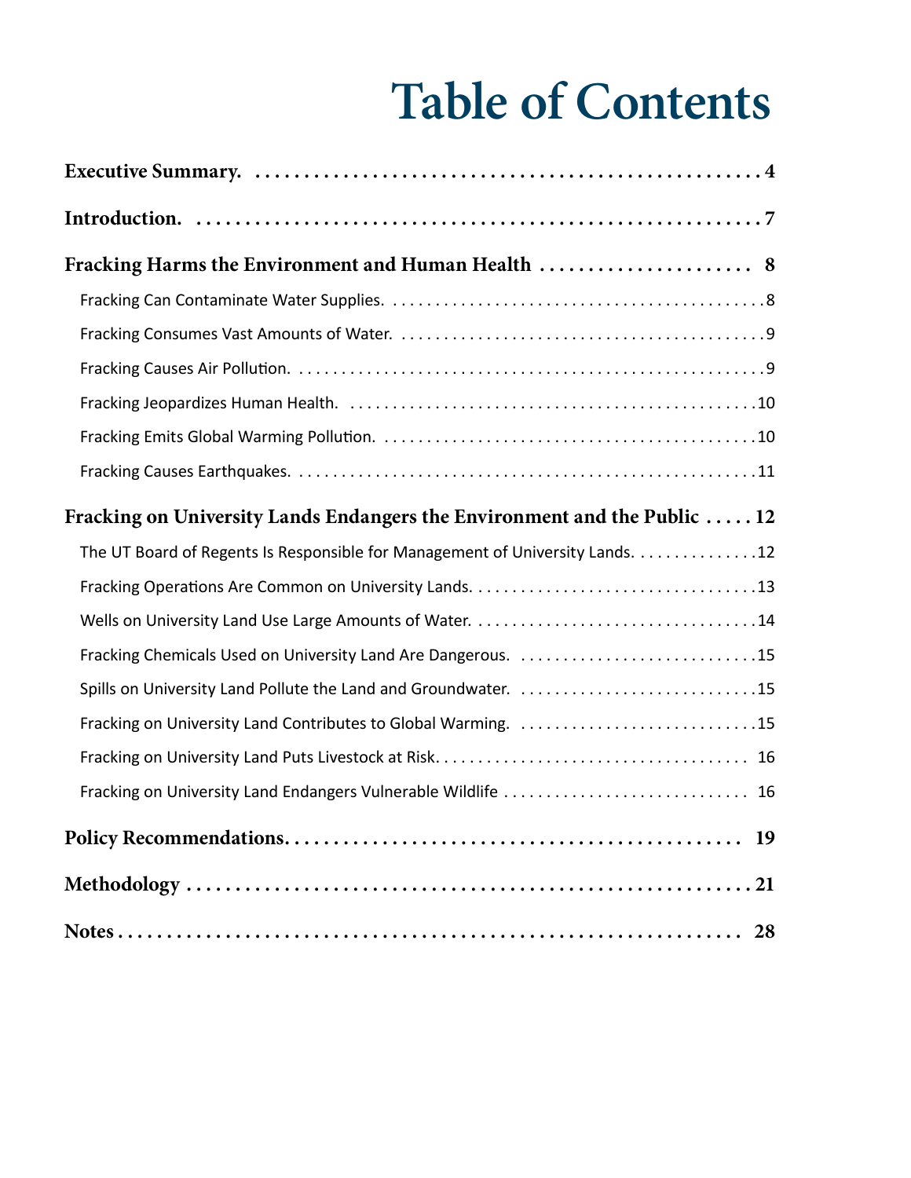# Table of Contents

**Executive Summary** . . . . . . . . . . . . . . . . . . . . . . . . . . . . . . . . . . . . . . . . . . . . . . . . 4

**Introduction** . . . . . . . . . . . . . . . . . . . . . . . . . . . . . . . . . . . . . . . . . . . . . . . . . . . 7

**Fracking Harms the Environment and Human Health** . . . . . . . . . . . . . . . . . . . . . 8

- Fracking Can Contaminate Water Supplies . . . . . . . . . . . . . . . . . . . . . . . . . . . . . . . . 8
- Fracking Consumes Vast Amounts of Water . . . . . . . . . . . . . . . . . . . . . . . . . . . . . . . 9
- Fracking Causes Air Pollution . . . . . . . . . . . . . . . . . . . . . . . . . . . . . . . . . . . . . . . . . 9
- Fracking Jeopardizes Human Health . . . . . . . . . . . . . . . . . . . . . . . . . . . . . . . . . . . . 10
- Fracking Emits Global Warming Pollution . . . . . . . . . . . . . . . . . . . . . . . . . . . . . . . . 10
- Fracking Causes Earthquakes . . . . . . . . . . . . . . . . . . . . . . . . . . . . . . . . . . . . . . . . . 11

**Fracking on University Lands Endangers the Environment and the Public** . . . . . 12

- The UT Board of Regents Is Responsible for Management of University Lands . . . . . . . . . . 12
- Fracking Operations Are Common on University Lands . . . . . . . . . . . . . . . . . . . . . . . 13
- Wells on University Land Use Large Amounts of Water . . . . . . . . . . . . . . . . . . . . . . . 14
- Fracking Chemicals Used on University Land Are Dangerous . . . . . . . . . . . . . . . . . . . 15
- Spills on University Land Pollute the Land and Groundwater . . . . . . . . . . . . . . . . . . . 15
- Fracking on University Land Contributes to Global Warming . . . . . . . . . . . . . . . . . . . 15
- Fracking on University Land Puts Livestock at Risk . . . . . . . . . . . . . . . . . . . . . . . . . 16
- Fracking on University Land Endangers Vulnerable Wildlife . . . . . . . . . . . . . . . . . . . . 16

**Policy Recommendations** . . . . . . . . . . . . . . . . . . . . . . . . . . . . . . . . . . . . . . . . . . 19

**Methodology** . . . . . . . . . . . . . . . . . . . . . . . . . . . . . . . . . . . . . . . . . . . . . . . . . . . 21

**Notes** . . . . . . . . . . . . . . . . . . . . . . . . . . . . . . . . . . . . . . . . . . . . . . . . . . . . . . . . 28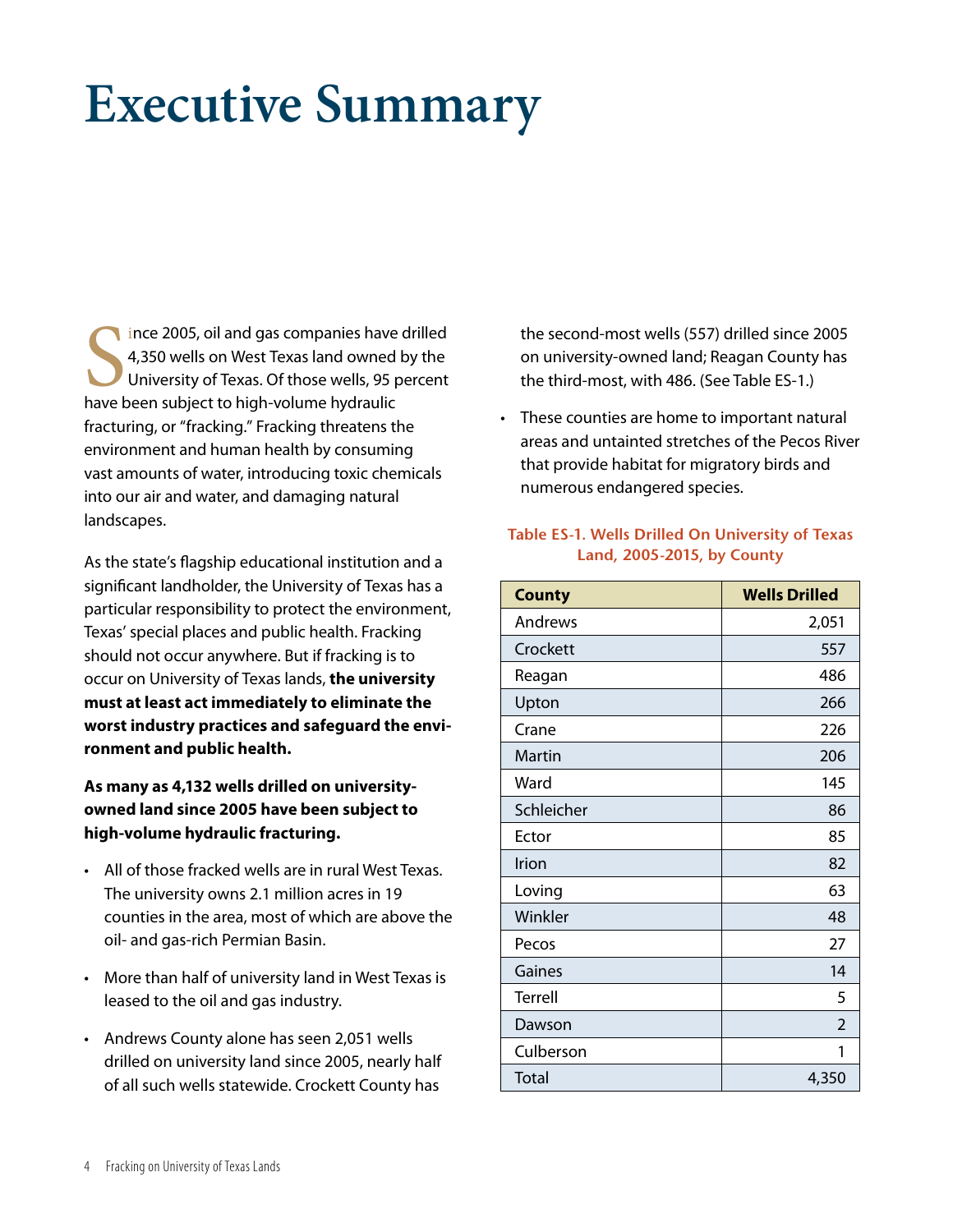# Executive Summary

Since 2005, oil and gas companies have drilled 4,350 wells on West Texas land owned by the University of Texas. Of those wells, 95 percent have been subject to high-volume hydraulic fracturing, or "fracking." Fracking threatens the environment and human health by consuming vast amounts of water, introducing toxic chemicals into our air and water, and damaging natural landscapes.

As the state's flagship educational institution and a significant landholder, the University of Texas has a particular responsibility to protect the environment, Texas' special places and public health. Fracking should not occur anywhere. But if fracking is to occur on University of Texas lands, **the university must at least act immediately to eliminate the worst industry practices and safeguard the environment and public health.**

**As many as 4,132 wells drilled on university-owned land since 2005 have been subject to high-volume hydraulic fracturing.**

- All of those fracked wells are in rural West Texas. The university owns 2.1 million acres in 19 counties in the area, most of which are above the oil- and gas-rich Permian Basin.
- More than half of university land in West Texas is leased to the oil and gas industry.
- Andrews County alone has seen 2,051 wells drilled on university land since 2005, nearly half of all such wells statewide. Crockett County has the second-most wells (557) drilled since 2005 on university-owned land; Reagan County has the third-most, with 486. (See Table ES-1.)
- These counties are home to important natural areas and untainted stretches of the Pecos River that provide habitat for migratory birds and numerous endangered species.

**Table ES-1. Wells Drilled On University of Texas Land, 2005-2015, by County**

| County | Wells Drilled |
|---|---|
| Andrews | 2,051 |
| Crockett | 557 |
| Reagan | 486 |
| Upton | 266 |
| Crane | 226 |
| Martin | 206 |
| Ward | 145 |
| Schleicher | 86 |
| Ector | 85 |
| Irion | 82 |
| Loving | 63 |
| Winkler | 48 |
| Pecos | 27 |
| Gaines | 14 |
| Terrell | 5 |
| Dawson | 2 |
| Culberson | 1 |
| Total | 4,350 |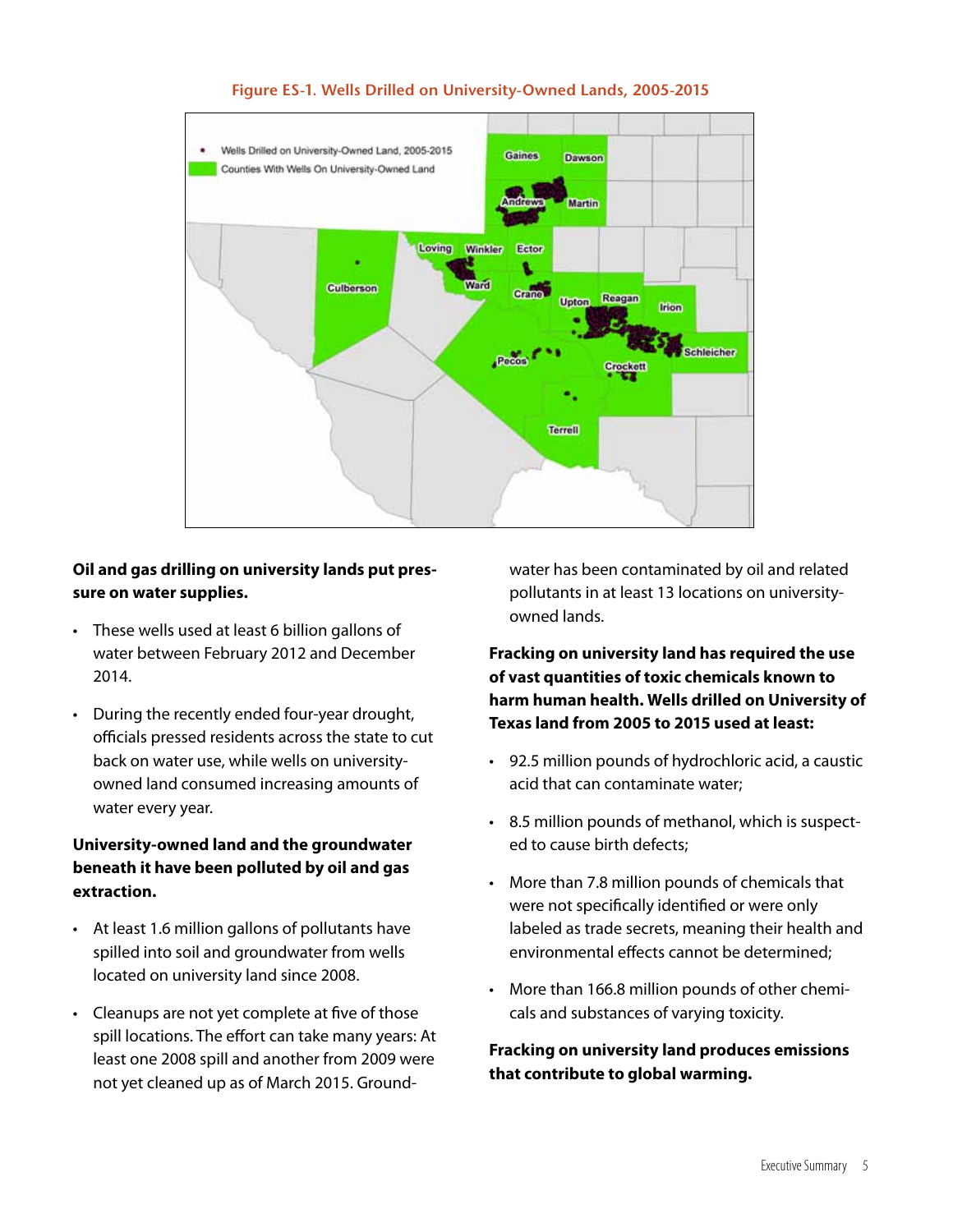**Figure ES-1. Wells Drilled on University-Owned Lands, 2005-2015**

**Oil and gas drilling on university lands put pressure on water supplies.**

- These wells used at least 6 billion gallons of water between February 2012 and December 2014.
- During the recently ended four-year drought, officials pressed residents across the state to cut back on water use, while wells on university-owned land consumed increasing amounts of water every year.

**University-owned land and the groundwater beneath it have been polluted by oil and gas extraction.**

- At least 1.6 million gallons of pollutants have spilled into soil and groundwater from wells located on university land since 2008.
- Cleanups are not yet complete at five of those spill locations. The effort can take many years: At least one 2008 spill and another from 2009 were not yet cleaned up as of March 2015. Groundwater has been contaminated by oil and related pollutants in at least 13 locations on university-owned lands.

**Fracking on university land has required the use of vast quantities of toxic chemicals known to harm human health. Wells drilled on University of Texas land from 2005 to 2015 used at least:**

- 92.5 million pounds of hydrochloric acid, a caustic acid that can contaminate water;
- 8.5 million pounds of methanol, which is suspected to cause birth defects;
- More than 7.8 million pounds of chemicals that were not specifically identified or were only labeled as trade secrets, meaning their health and environmental effects cannot be determined;
- More than 166.8 million pounds of other chemicals and substances of varying toxicity.

**Fracking on university land produces emissions that contribute to global warming.**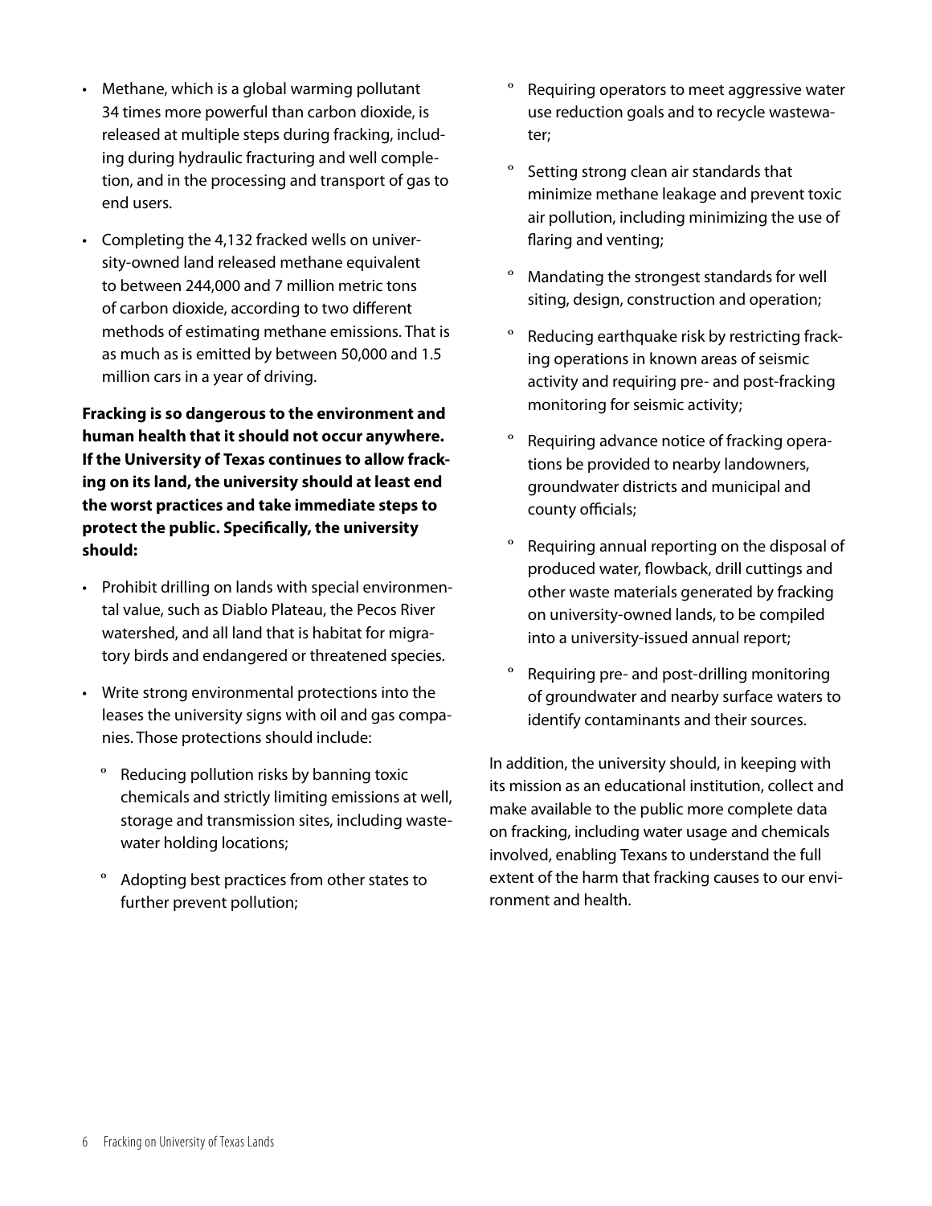- Methane, which is a global warming pollutant 34 times more powerful than carbon dioxide, is released at multiple steps during fracking, including during hydraulic fracturing and well completion, and in the processing and transport of gas to end users.
- Completing the 4,132 fracked wells on university-owned land released methane equivalent to between 244,000 and 7 million metric tons of carbon dioxide, according to two different methods of estimating methane emissions. That is as much as is emitted by between 50,000 and 1.5 million cars in a year of driving.

**Fracking is so dangerous to the environment and human health that it should not occur anywhere. If the University of Texas continues to allow fracking on its land, the university should at least end the worst practices and take immediate steps to protect the public. Specifically, the university should:**

- Prohibit drilling on lands with special environmental value, such as Diablo Plateau, the Pecos River watershed, and all land that is habitat for migratory birds and endangered or threatened species.
- Write strong environmental protections into the leases the university signs with oil and gas companies. Those protections should include:
  - Reducing pollution risks by banning toxic chemicals and strictly limiting emissions at well, storage and transmission sites, including wastewater holding locations;
  - Adopting best practices from other states to further prevent pollution;
  - Requiring operators to meet aggressive water use reduction goals and to recycle wastewater;
  - Setting strong clean air standards that minimize methane leakage and prevent toxic air pollution, including minimizing the use of flaring and venting;
  - Mandating the strongest standards for well siting, design, construction and operation;
  - Reducing earthquake risk by restricting fracking operations in known areas of seismic activity and requiring pre- and post-fracking monitoring for seismic activity;
  - Requiring advance notice of fracking operations be provided to nearby landowners, groundwater districts and municipal and county officials;
  - Requiring annual reporting on the disposal of produced water, flowback, drill cuttings and other waste materials generated by fracking on university-owned lands, to be compiled into a university-issued annual report;
  - Requiring pre- and post-drilling monitoring of groundwater and nearby surface waters to identify contaminants and their sources.

In addition, the university should, in keeping with its mission as an educational institution, collect and make available to the public more complete data on fracking, including water usage and chemicals involved, enabling Texans to understand the full extent of the harm that fracking causes to our environment and health.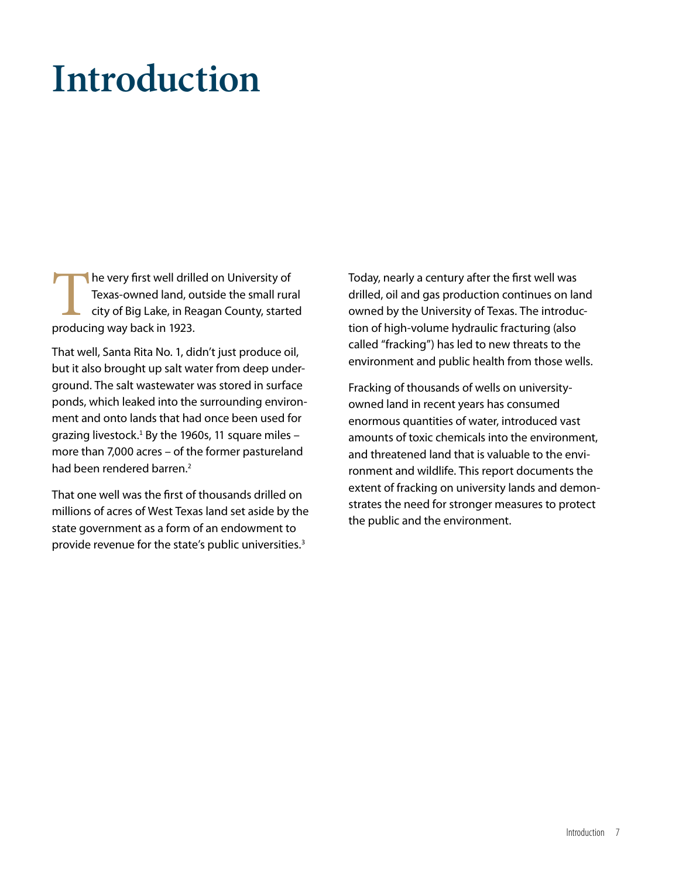# Introduction

The very first well drilled on University of Texas-owned land, outside the small rural city of Big Lake, in Reagan County, started producing way back in 1923.

That well, Santa Rita No. 1, didn't just produce oil, but it also brought up salt water from deep underground. The salt wastewater was stored in surface ponds, which leaked into the surrounding environment and onto lands that had once been used for grazing livestock.[1] By the 1960s, 11 square miles – more than 7,000 acres – of the former pastureland had been rendered barren.[2]

That one well was the first of thousands drilled on millions of acres of West Texas land set aside by the state government as a form of an endowment to provide revenue for the state's public universities.[3]

Today, nearly a century after the first well was drilled, oil and gas production continues on land owned by the University of Texas. The introduction of high-volume hydraulic fracturing (also called "fracking") has led to new threats to the environment and public health from those wells.

Fracking of thousands of wells on university-owned land in recent years has consumed enormous quantities of water, introduced vast amounts of toxic chemicals into the environment, and threatened land that is valuable to the environment and wildlife. This report documents the extent of fracking on university lands and demonstrates the need for stronger measures to protect the public and the environment.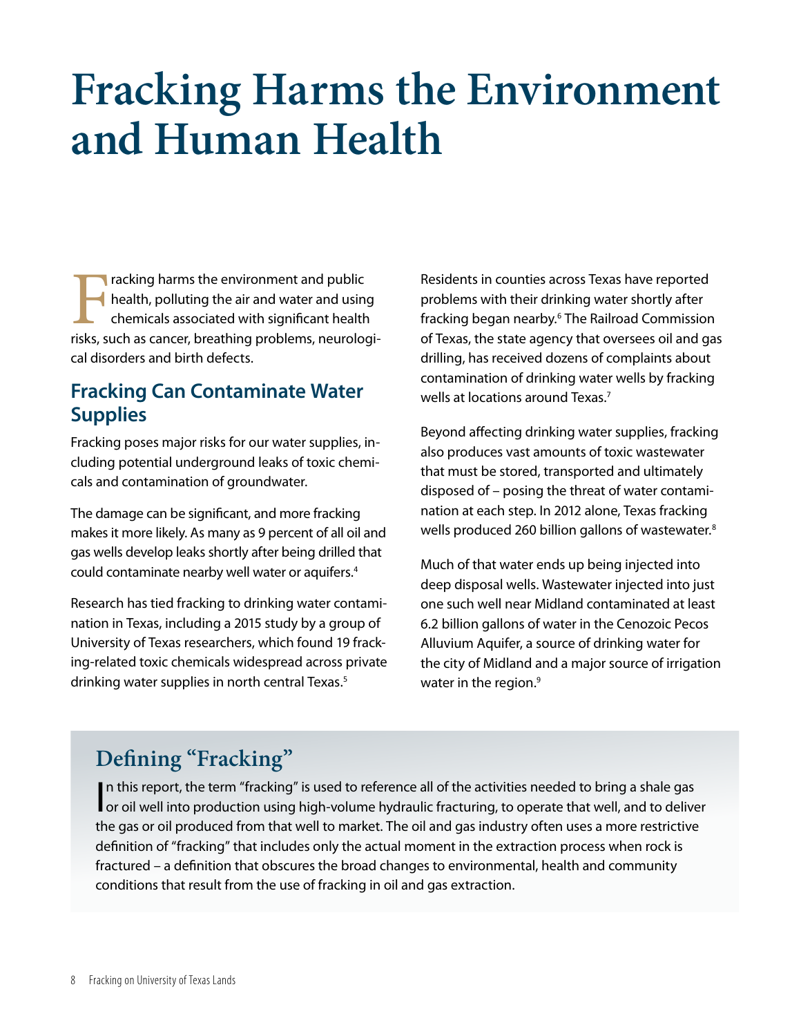# Fracking Harms the Environment and Human Health

Fracking harms the environment and public health, polluting the air and water and using chemicals associated with significant health risks, such as cancer, breathing problems, neurological disorders and birth defects.

## Fracking Can Contaminate Water Supplies

Fracking poses major risks for our water supplies, including potential underground leaks of toxic chemicals and contamination of groundwater.

The damage can be significant, and more fracking makes it more likely. As many as 9 percent of all oil and gas wells develop leaks shortly after being drilled that could contaminate nearby well water or aquifers.[4]

Research has tied fracking to drinking water contamination in Texas, including a 2015 study by a group of University of Texas researchers, which found 19 fracking-related toxic chemicals widespread across private drinking water supplies in north central Texas.[5]

Residents in counties across Texas have reported problems with their drinking water shortly after fracking began nearby.[6] The Railroad Commission of Texas, the state agency that oversees oil and gas drilling, has received dozens of complaints about contamination of drinking water wells by fracking wells at locations around Texas.[7]

Beyond affecting drinking water supplies, fracking also produces vast amounts of toxic wastewater that must be stored, transported and ultimately disposed of – posing the threat of water contamination at each step. In 2012 alone, Texas fracking wells produced 260 billion gallons of wastewater.[8]

Much of that water ends up being injected into deep disposal wells. Wastewater injected into just one such well near Midland contaminated at least 6.2 billion gallons of water in the Cenozoic Pecos Alluvium Aquifer, a source of drinking water for the city of Midland and a major source of irrigation water in the region.[9]

## Defining "Fracking"

In this report, the term "fracking" is used to reference all of the activities needed to bring a shale gas or oil well into production using high-volume hydraulic fracturing, to operate that well, and to deliver the gas or oil produced from that well to market. The oil and gas industry often uses a more restrictive definition of "fracking" that includes only the actual moment in the extraction process when rock is fractured – a definition that obscures the broad changes to environmental, health and community conditions that result from the use of fracking in oil and gas extraction.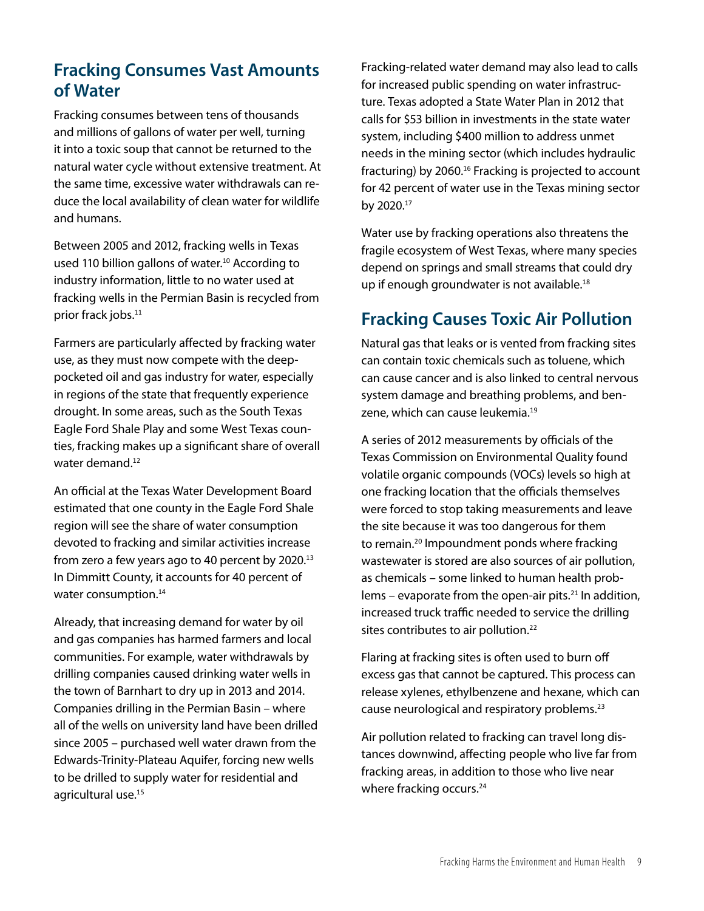## Fracking Consumes Vast Amounts of Water

Fracking consumes between tens of thousands and millions of gallons of water per well, turning it into a toxic soup that cannot be returned to the natural water cycle without extensive treatment. At the same time, excessive water withdrawals can reduce the local availability of clean water for wildlife and humans.

Between 2005 and 2012, fracking wells in Texas used 110 billion gallons of water.[10] According to industry information, little to no water used at fracking wells in the Permian Basin is recycled from prior frack jobs.[11]

Farmers are particularly affected by fracking water use, as they must now compete with the deep-pocketed oil and gas industry for water, especially in regions of the state that frequently experience drought. In some areas, such as the South Texas Eagle Ford Shale Play and some West Texas counties, fracking makes up a significant share of overall water demand.[12]

An official at the Texas Water Development Board estimated that one county in the Eagle Ford Shale region will see the share of water consumption devoted to fracking and similar activities increase from zero a few years ago to 40 percent by 2020.[13] In Dimmitt County, it accounts for 40 percent of water consumption.[14]

Already, that increasing demand for water by oil and gas companies has harmed farmers and local communities. For example, water withdrawals by drilling companies caused drinking water wells in the town of Barnhart to dry up in 2013 and 2014. Companies drilling in the Permian Basin – where all of the wells on university land have been drilled since 2005 – purchased well water drawn from the Edwards-Trinity-Plateau Aquifer, forcing new wells to be drilled to supply water for residential and agricultural use.[15]

Fracking-related water demand may also lead to calls for increased public spending on water infrastructure. Texas adopted a State Water Plan in 2012 that calls for $53 billion in investments in the state water system, including $400 million to address unmet needs in the mining sector (which includes hydraulic fracturing) by 2060.[16] Fracking is projected to account for 42 percent of water use in the Texas mining sector by 2020.[17]

Water use by fracking operations also threatens the fragile ecosystem of West Texas, where many species depend on springs and small streams that could dry up if enough groundwater is not available.[18]

## Fracking Causes Toxic Air Pollution

Natural gas that leaks or is vented from fracking sites can contain toxic chemicals such as toluene, which can cause cancer and is also linked to central nervous system damage and breathing problems, and benzene, which can cause leukemia.[19]

A series of 2012 measurements by officials of the Texas Commission on Environmental Quality found volatile organic compounds (VOCs) levels so high at one fracking location that the officials themselves were forced to stop taking measurements and leave the site because it was too dangerous for them to remain.[20] Impoundment ponds where fracking wastewater is stored are also sources of air pollution, as chemicals – some linked to human health problems – evaporate from the open-air pits.[21] In addition, increased truck traffic needed to service the drilling sites contributes to air pollution.[22]

Flaring at fracking sites is often used to burn off excess gas that cannot be captured. This process can release xylenes, ethylbenzene and hexane, which can cause neurological and respiratory problems.[23]

Air pollution related to fracking can travel long distances downwind, affecting people who live far from fracking areas, in addition to those who live near where fracking occurs.[24]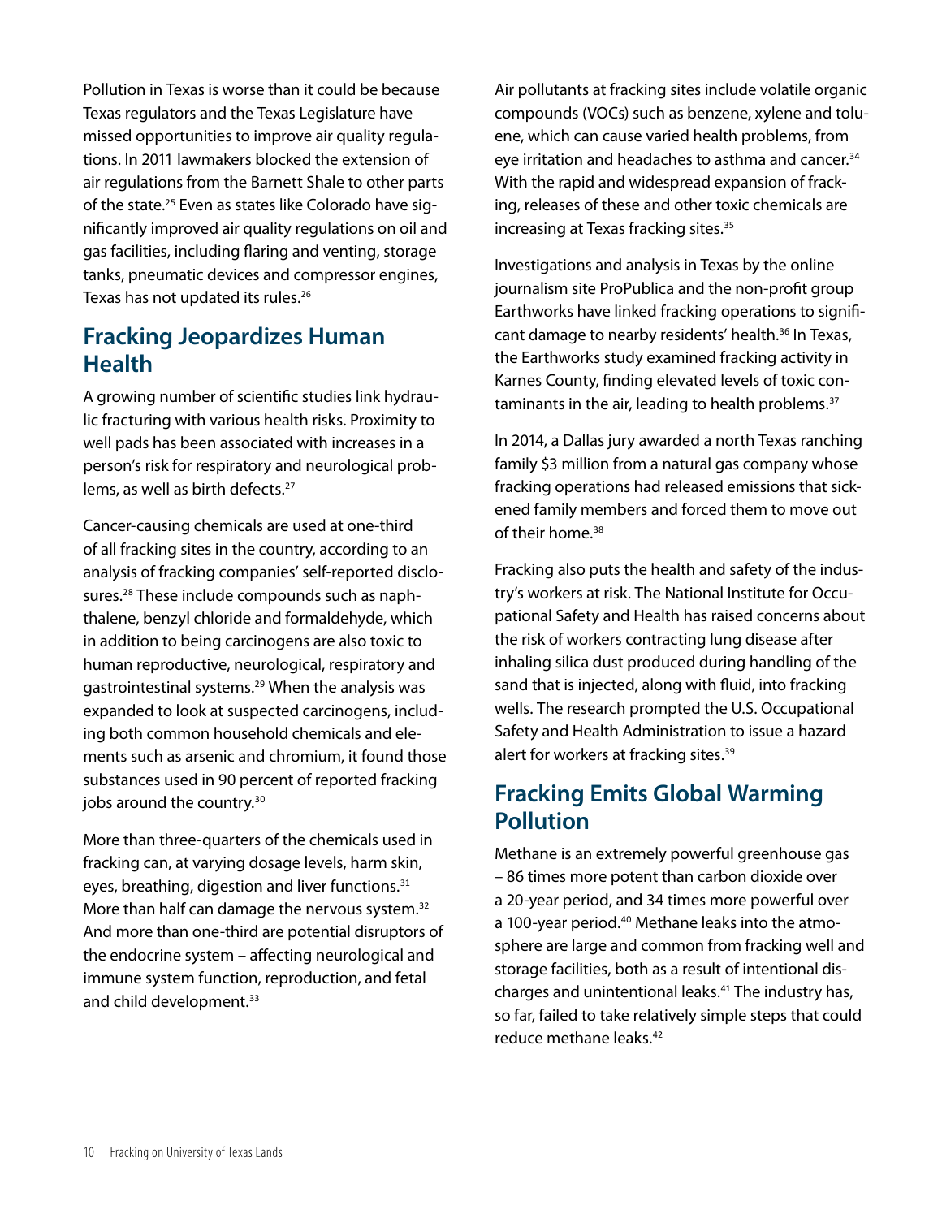Pollution in Texas is worse than it could be because Texas regulators and the Texas Legislature have missed opportunities to improve air quality regulations. In 2011 lawmakers blocked the extension of air regulations from the Barnett Shale to other parts of the state.[25] Even as states like Colorado have significantly improved air quality regulations on oil and gas facilities, including flaring and venting, storage tanks, pneumatic devices and compressor engines, Texas has not updated its rules.[26]

## Fracking Jeopardizes Human Health

A growing number of scientific studies link hydraulic fracturing with various health risks. Proximity to well pads has been associated with increases in a person's risk for respiratory and neurological problems, as well as birth defects.[27]

Cancer-causing chemicals are used at one-third of all fracking sites in the country, according to an analysis of fracking companies' self-reported disclosures.[28] These include compounds such as naphthalene, benzyl chloride and formaldehyde, which in addition to being carcinogens are also toxic to human reproductive, neurological, respiratory and gastrointestinal systems.[29] When the analysis was expanded to look at suspected carcinogens, including both common household chemicals and elements such as arsenic and chromium, it found those substances used in 90 percent of reported fracking jobs around the country.[30]

More than three-quarters of the chemicals used in fracking can, at varying dosage levels, harm skin, eyes, breathing, digestion and liver functions.[31] More than half can damage the nervous system.[32] And more than one-third are potential disruptors of the endocrine system – affecting neurological and immune system function, reproduction, and fetal and child development.[33]

Air pollutants at fracking sites include volatile organic compounds (VOCs) such as benzene, xylene and toluene, which can cause varied health problems, from eye irritation and headaches to asthma and cancer.[34] With the rapid and widespread expansion of fracking, releases of these and other toxic chemicals are increasing at Texas fracking sites.[35]

Investigations and analysis in Texas by the online journalism site ProPublica and the non-profit group Earthworks have linked fracking operations to significant damage to nearby residents' health.[36] In Texas, the Earthworks study examined fracking activity in Karnes County, finding elevated levels of toxic contaminants in the air, leading to health problems.[37]

In 2014, a Dallas jury awarded a north Texas ranching family $3 million from a natural gas company whose fracking operations had released emissions that sickened family members and forced them to move out of their home.[38]

Fracking also puts the health and safety of the industry's workers at risk. The National Institute for Occupational Safety and Health has raised concerns about the risk of workers contracting lung disease after inhaling silica dust produced during handling of the sand that is injected, along with fluid, into fracking wells. The research prompted the U.S. Occupational Safety and Health Administration to issue a hazard alert for workers at fracking sites.[39]

## Fracking Emits Global Warming Pollution

Methane is an extremely powerful greenhouse gas – 86 times more potent than carbon dioxide over a 20-year period, and 34 times more powerful over a 100-year period.[40] Methane leaks into the atmosphere are large and common from fracking well and storage facilities, both as a result of intentional discharges and unintentional leaks.[41] The industry has, so far, failed to take relatively simple steps that could reduce methane leaks.[42]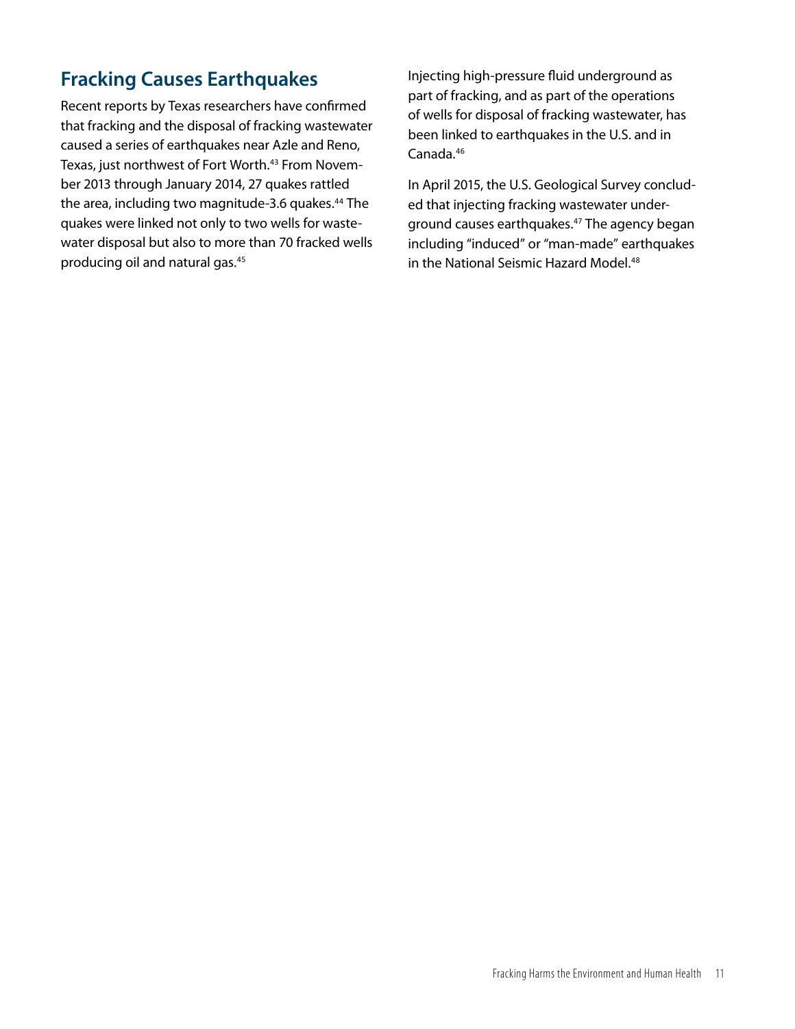## Fracking Causes Earthquakes

Recent reports by Texas researchers have confirmed that fracking and the disposal of fracking wastewater caused a series of earthquakes near Azle and Reno, Texas, just northwest of Fort Worth.[43] From November 2013 through January 2014, 27 quakes rattled the area, including two magnitude-3.6 quakes.[44] The quakes were linked not only to two wells for wastewater disposal but also to more than 70 fracked wells producing oil and natural gas.[45]

Injecting high-pressure fluid underground as part of fracking, and as part of the operations of wells for disposal of fracking wastewater, has been linked to earthquakes in the U.S. and in Canada.[46]

In April 2015, the U.S. Geological Survey concluded that injecting fracking wastewater underground causes earthquakes.[47] The agency began including "induced" or "man-made" earthquakes in the National Seismic Hazard Model.[48]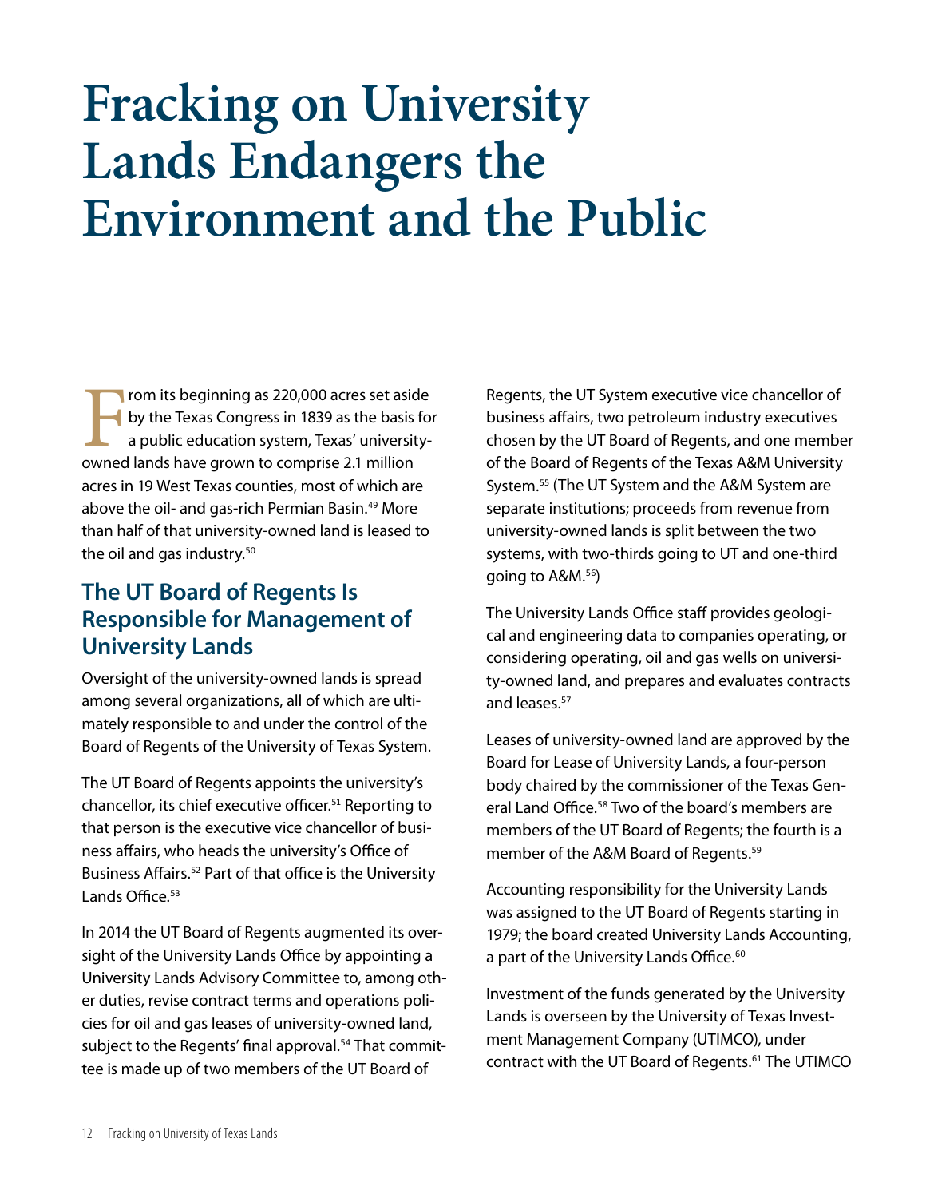# Fracking on University Lands Endangers the Environment and the Public

From its beginning as 220,000 acres set aside by the Texas Congress in 1839 as the basis for a public education system, Texas' university-owned lands have grown to comprise 2.1 million acres in 19 West Texas counties, most of which are above the oil- and gas-rich Permian Basin.[49] More than half of that university-owned land is leased to the oil and gas industry.[50]

## The UT Board of Regents Is Responsible for Management of University Lands

Oversight of the university-owned lands is spread among several organizations, all of which are ultimately responsible to and under the control of the Board of Regents of the University of Texas System.

The UT Board of Regents appoints the university's chancellor, its chief executive officer.[51] Reporting to that person is the executive vice chancellor of business affairs, who heads the university's Office of Business Affairs.[52] Part of that office is the University Lands Office.[53]

In 2014 the UT Board of Regents augmented its oversight of the University Lands Office by appointing a University Lands Advisory Committee to, among other duties, revise contract terms and operations policies for oil and gas leases of university-owned land, subject to the Regents' final approval.[54] That committee is made up of two members of the UT Board of Regents, the UT System executive vice chancellor of business affairs, two petroleum industry executives chosen by the UT Board of Regents, and one member of the Board of Regents of the Texas A&M University System.[55] (The UT System and the A&M System are separate institutions; proceeds from revenue from university-owned lands is split between the two systems, with two-thirds going to UT and one-third going to A&M.[56])

The University Lands Office staff provides geological and engineering data to companies operating, or considering operating, oil and gas wells on university-owned land, and prepares and evaluates contracts and leases.[57]

Leases of university-owned land are approved by the Board for Lease of University Lands, a four-person body chaired by the commissioner of the Texas General Land Office.[58] Two of the board's members are members of the UT Board of Regents; the fourth is a member of the A&M Board of Regents.[59]

Accounting responsibility for the University Lands was assigned to the UT Board of Regents starting in 1979; the board created University Lands Accounting, a part of the University Lands Office.[60]

Investment of the funds generated by the University Lands is overseen by the University of Texas Investment Management Company (UTIMCO), under contract with the UT Board of Regents.[61] The UTIMCO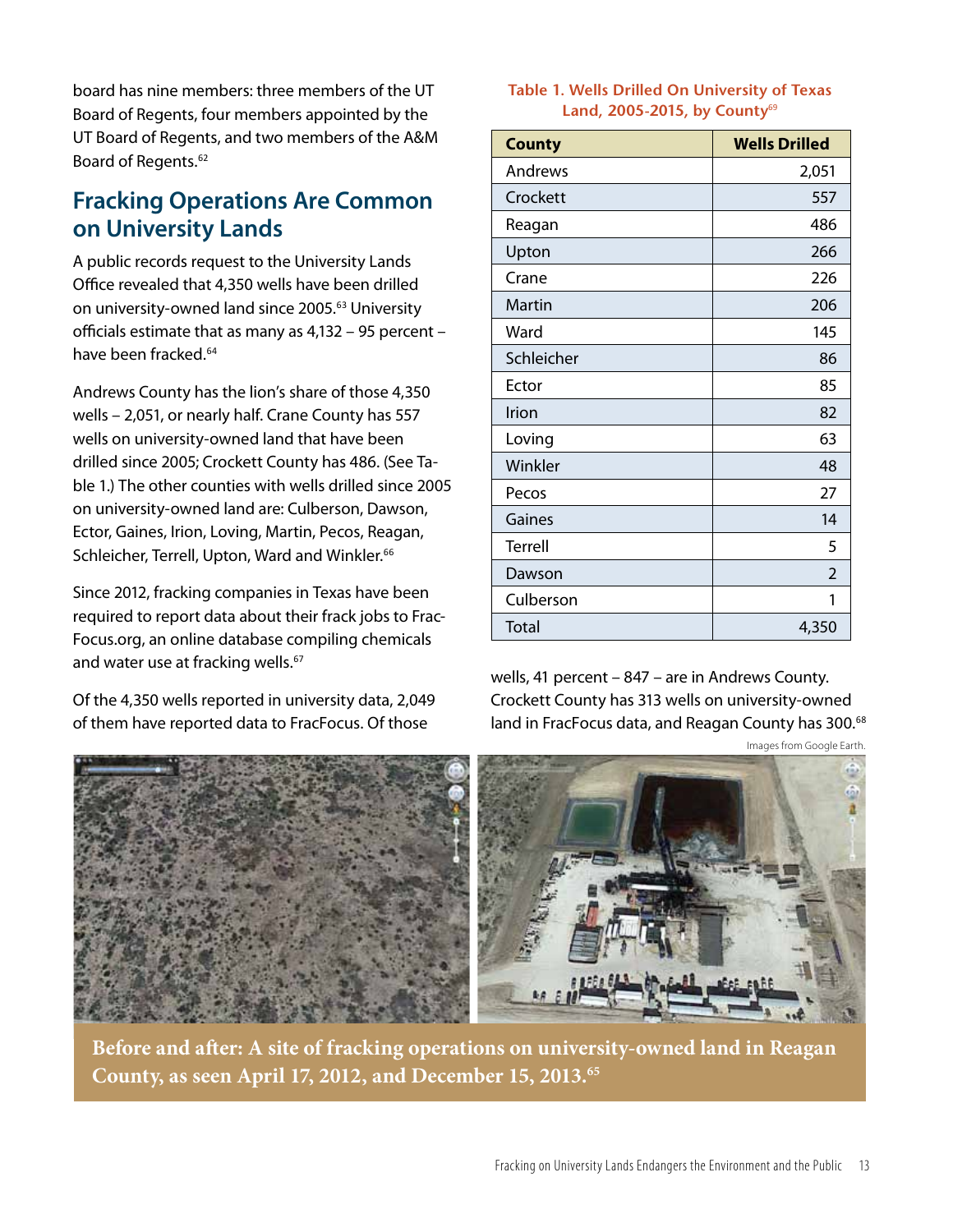board has nine members: three members of the UT Board of Regents, four members appointed by the UT Board of Regents, and two members of the A&M Board of Regents.[62]

## Fracking Operations Are Common on University Lands

A public records request to the University Lands Office revealed that 4,350 wells have been drilled on university-owned land since 2005.[63] University officials estimate that as many as 4,132 – 95 percent – have been fracked.[64]

Andrews County has the lion's share of those 4,350 wells – 2,051, or nearly half. Crane County has 557 wells on university-owned land that have been drilled since 2005; Crockett County has 486. (See Table 1.) The other counties with wells drilled since 2005 on university-owned land are: Culberson, Dawson, Ector, Gaines, Irion, Loving, Martin, Pecos, Reagan, Schleicher, Terrell, Upton, Ward and Winkler.[66]

Since 2012, fracking companies in Texas have been required to report data about their frack jobs to FracFocus.org, an online database compiling chemicals and water use at fracking wells.[67]

Of the 4,350 wells reported in university data, 2,049 of them have reported data to FracFocus. Of those wells, 41 percent – 847 – are in Andrews County. Crockett County has 313 wells on university-owned land in FracFocus data, and Reagan County has 300.[68]

**Table 1. Wells Drilled On University of Texas Land, 2005-2015, by County[69]**

| County | Wells Drilled |
|---|---:|
| Andrews | 2,051 |
| Crockett | 557 |
| Reagan | 486 |
| Upton | 266 |
| Crane | 226 |
| Martin | 206 |
| Ward | 145 |
| Schleicher | 86 |
| Ector | 85 |
| Irion | 82 |
| Loving | 63 |
| Winkler | 48 |
| Pecos | 27 |
| Gaines | 14 |
| Terrell | 5 |
| Dawson | 2 |
| Culberson | 1 |
| Total | 4,350 |

Images from Google Earth.

**Before and after: A site of fracking operations on university-owned land in Reagan County, as seen April 17, 2012, and December 15, 2013.[65]**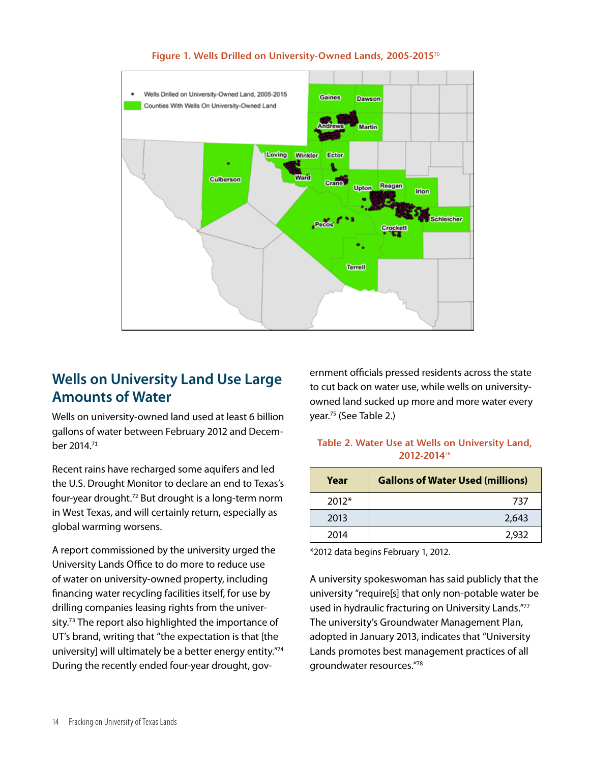**Figure 1. Wells Drilled on University-Owned Lands, 2005-2015**[70]

## Wells on University Land Use Large Amounts of Water

Wells on university-owned land used at least 6 billion gallons of water between February 2012 and December 2014.[71]

Recent rains have recharged some aquifers and led the U.S. Drought Monitor to declare an end to Texas's four-year drought.[72] But drought is a long-term norm in West Texas, and will certainly return, especially as global warming worsens.

A report commissioned by the university urged the University Lands Office to do more to reduce use of water on university-owned property, including financing water recycling facilities itself, for use by drilling companies leasing rights from the university.[73] The report also highlighted the importance of UT's brand, writing that "the expectation is that [the university] will ultimately be a better energy entity."[74] During the recently ended four-year drought, government officials pressed residents across the state to cut back on water use, while wells on university-owned land sucked up more and more water every year.[75] (See Table 2.)

**Table 2. Water Use at Wells on University Land, 2012-2014**[76]

| Year | Gallons of Water Used (millions) |
|---|---|
| 2012* | 737 |
| 2013 | 2,643 |
| 2014 | 2,932 |

*2012 data begins February 1, 2012.

A university spokeswoman has said publicly that the university "require[s] that only non-potable water be used in hydraulic fracturing on University Lands."[77] The university's Groundwater Management Plan, adopted in January 2013, indicates that "University Lands promotes best management practices of all groundwater resources."[78]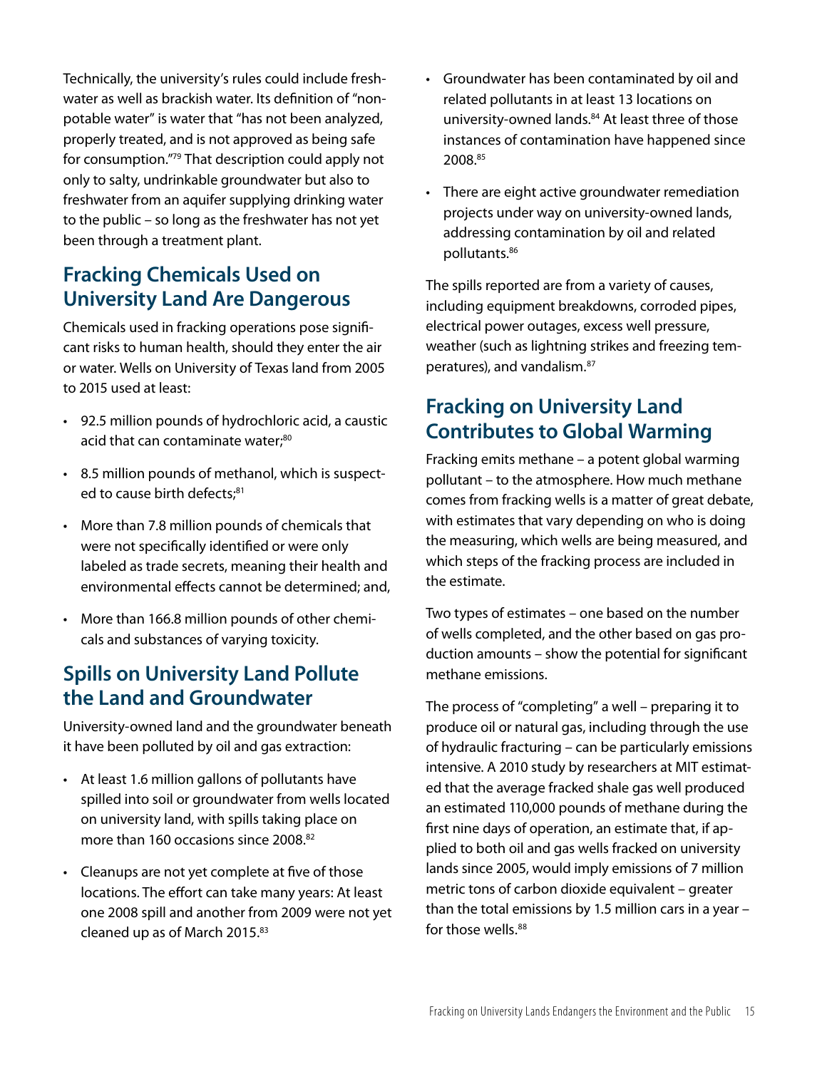Technically, the university's rules could include freshwater as well as brackish water. Its definition of "non-potable water" is water that "has not been analyzed, properly treated, and is not approved as being safe for consumption."[79] That description could apply not only to salty, undrinkable groundwater but also to freshwater from an aquifer supplying drinking water to the public – so long as the freshwater has not yet been through a treatment plant.

## Fracking Chemicals Used on University Land Are Dangerous

Chemicals used in fracking operations pose significant risks to human health, should they enter the air or water. Wells on University of Texas land from 2005 to 2015 used at least:

- 92.5 million pounds of hydrochloric acid, a caustic acid that can contaminate water;[80]
- 8.5 million pounds of methanol, which is suspected to cause birth defects;[81]
- More than 7.8 million pounds of chemicals that were not specifically identified or were only labeled as trade secrets, meaning their health and environmental effects cannot be determined; and,
- More than 166.8 million pounds of other chemicals and substances of varying toxicity.

## Spills on University Land Pollute the Land and Groundwater

University-owned land and the groundwater beneath it have been polluted by oil and gas extraction:

- At least 1.6 million gallons of pollutants have spilled into soil or groundwater from wells located on university land, with spills taking place on more than 160 occasions since 2008.[82]
- Cleanups are not yet complete at five of those locations. The effort can take many years: At least one 2008 spill and another from 2009 were not yet cleaned up as of March 2015.[83]
- Groundwater has been contaminated by oil and related pollutants in at least 13 locations on university-owned lands.[84] At least three of those instances of contamination have happened since 2008.[85]
- There are eight active groundwater remediation projects under way on university-owned lands, addressing contamination by oil and related pollutants.[86]

The spills reported are from a variety of causes, including equipment breakdowns, corroded pipes, electrical power outages, excess well pressure, weather (such as lightning strikes and freezing temperatures), and vandalism.[87]

## Fracking on University Land Contributes to Global Warming

Fracking emits methane – a potent global warming pollutant – to the atmosphere. How much methane comes from fracking wells is a matter of great debate, with estimates that vary depending on who is doing the measuring, which wells are being measured, and which steps of the fracking process are included in the estimate.

Two types of estimates – one based on the number of wells completed, and the other based on gas production amounts – show the potential for significant methane emissions.

The process of "completing" a well – preparing it to produce oil or natural gas, including through the use of hydraulic fracturing – can be particularly emissions intensive. A 2010 study by researchers at MIT estimated that the average fracked shale gas well produced an estimated 110,000 pounds of methane during the first nine days of operation, an estimate that, if applied to both oil and gas wells fracked on university lands since 2005, would imply emissions of 7 million metric tons of carbon dioxide equivalent – greater than the total emissions by 1.5 million cars in a year – for those wells.[88]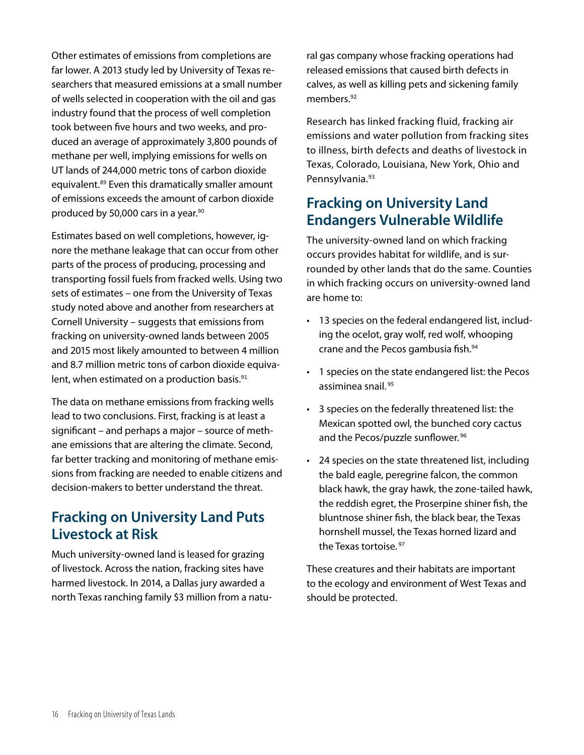Other estimates of emissions from completions are far lower. A 2013 study led by University of Texas researchers that measured emissions at a small number of wells selected in cooperation with the oil and gas industry found that the process of well completion took between five hours and two weeks, and produced an average of approximately 3,800 pounds of methane per well, implying emissions for wells on UT lands of 244,000 metric tons of carbon dioxide equivalent.[89] Even this dramatically smaller amount of emissions exceeds the amount of carbon dioxide produced by 50,000 cars in a year.[90]

Estimates based on well completions, however, ignore the methane leakage that can occur from other parts of the process of producing, processing and transporting fossil fuels from fracked wells. Using two sets of estimates – one from the University of Texas study noted above and another from researchers at Cornell University – suggests that emissions from fracking on university-owned lands between 2005 and 2015 most likely amounted to between 4 million and 8.7 million metric tons of carbon dioxide equivalent, when estimated on a production basis.[91]

The data on methane emissions from fracking wells lead to two conclusions. First, fracking is at least a significant – and perhaps a major – source of methane emissions that are altering the climate. Second, far better tracking and monitoring of methane emissions from fracking are needed to enable citizens and decision-makers to better understand the threat.

## Fracking on University Land Puts Livestock at Risk

Much university-owned land is leased for grazing of livestock. Across the nation, fracking sites have harmed livestock. In 2014, a Dallas jury awarded a north Texas ranching family $3 million from a natural gas company whose fracking operations had released emissions that caused birth defects in calves, as well as killing pets and sickening family members.[92]

Research has linked fracking fluid, fracking air emissions and water pollution from fracking sites to illness, birth defects and deaths of livestock in Texas, Colorado, Louisiana, New York, Ohio and Pennsylvania.[93]

## Fracking on University Land Endangers Vulnerable Wildlife

The university-owned land on which fracking occurs provides habitat for wildlife, and is surrounded by other lands that do the same. Counties in which fracking occurs on university-owned land are home to:

- 13 species on the federal endangered list, including the ocelot, gray wolf, red wolf, whooping crane and the Pecos gambusia fish.[94]
- 1 species on the state endangered list: the Pecos assiminea snail.[95]
- 3 species on the federally threatened list: the Mexican spotted owl, the bunched cory cactus and the Pecos/puzzle sunflower.[96]
- 24 species on the state threatened list, including the bald eagle, peregrine falcon, the common black hawk, the gray hawk, the zone-tailed hawk, the reddish egret, the Proserpine shiner fish, the bluntnose shiner fish, the black bear, the Texas hornshell mussel, the Texas horned lizard and the Texas tortoise.[97]

These creatures and their habitats are important to the ecology and environment of West Texas and should be protected.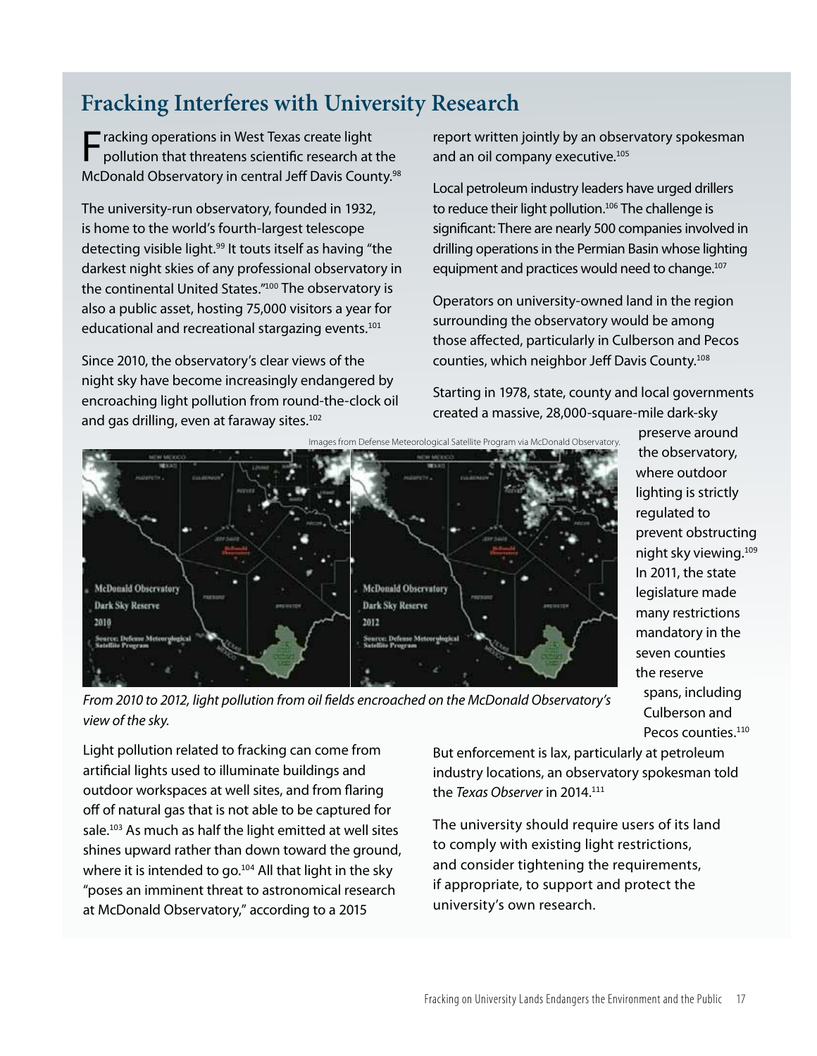## Fracking Interferes with University Research

Fracking operations in West Texas create light pollution that threatens scientific research at the McDonald Observatory in central Jeff Davis County.[98]

The university-run observatory, founded in 1932, is home to the world's fourth-largest telescope detecting visible light.[99] It touts itself as having "the darkest night skies of any professional observatory in the continental United States."[100] The observatory is also a public asset, hosting 75,000 visitors a year for educational and recreational stargazing events.[101]

Since 2010, the observatory's clear views of the night sky have become increasingly endangered by encroaching light pollution from round-the-clock oil and gas drilling, even at faraway sites.[102]

Images from Defense Meteorological Satellite Program via McDonald Observatory.

*From 2010 to 2012, light pollution from oil fields encroached on the McDonald Observatory's view of the sky.*

Light pollution related to fracking can come from artificial lights used to illuminate buildings and outdoor workspaces at well sites, and from flaring off of natural gas that is not able to be captured for sale.[103] As much as half the light emitted at well sites shines upward rather than down toward the ground, where it is intended to go.[104] All that light in the sky "poses an imminent threat to astronomical research at McDonald Observatory," according to a 2015 report written jointly by an observatory spokesman and an oil company executive.[105]

Local petroleum industry leaders have urged drillers to reduce their light pollution.[106] The challenge is significant: There are nearly 500 companies involved in drilling operations in the Permian Basin whose lighting equipment and practices would need to change.[107]

Operators on university-owned land in the region surrounding the observatory would be among those affected, particularly in Culberson and Pecos counties, which neighbor Jeff Davis County.[108]

Starting in 1978, state, county and local governments created a massive, 28,000-square-mile dark-sky preserve around the observatory, where outdoor lighting is strictly regulated to prevent obstructing night sky viewing.[109] In 2011, the state legislature made many restrictions mandatory in the seven counties the reserve spans, including Culberson and Pecos counties.[110]

But enforcement is lax, particularly at petroleum industry locations, an observatory spokesman told the *Texas Observer* in 2014.[111]

The university should require users of its land to comply with existing light restrictions, and consider tightening the requirements, if appropriate, to support and protect the university's own research.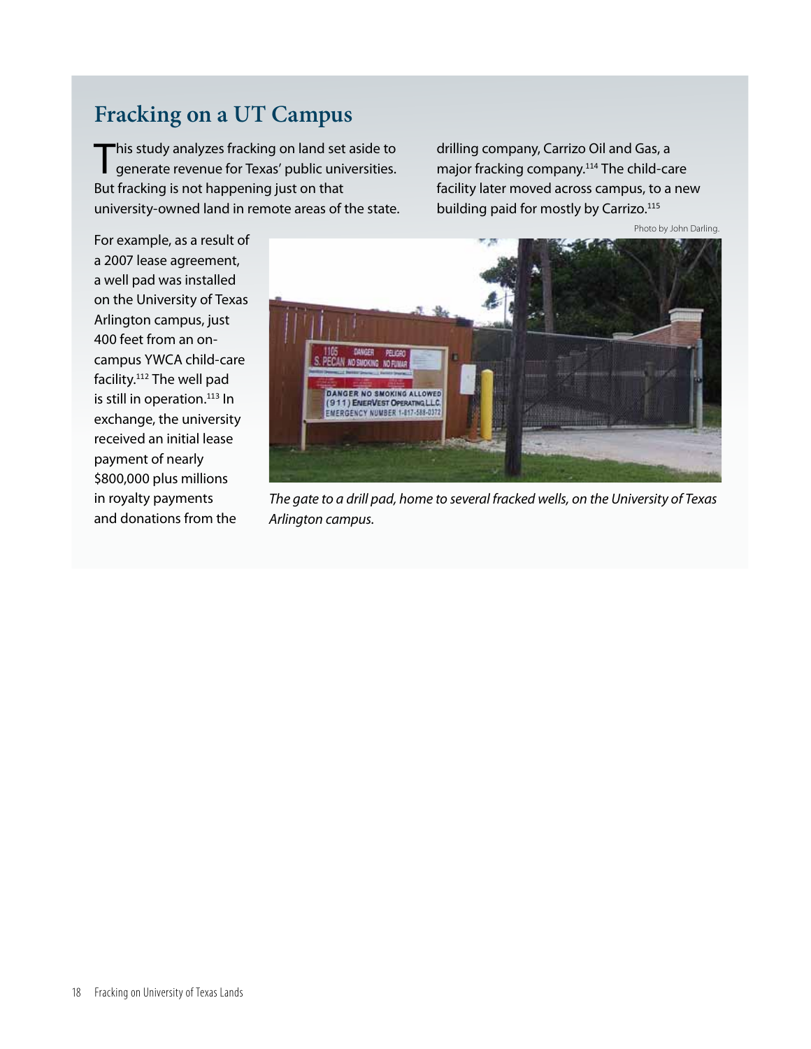## Fracking on a UT Campus

This study analyzes fracking on land set aside to generate revenue for Texas' public universities. But fracking is not happening just on that university-owned land in remote areas of the state.

For example, as a result of a 2007 lease agreement, a well pad was installed on the University of Texas Arlington campus, just 400 feet from an on-campus YWCA child-care facility.[112] The well pad is still in operation.[113] In exchange, the university received an initial lease payment of nearly $800,000 plus millions in royalty payments and donations from the drilling company, Carrizo Oil and Gas, a major fracking company.[114] The child-care facility later moved across campus, to a new building paid for mostly by Carrizo.[115]

Photo by John Darling.

*The gate to a drill pad, home to several fracked wells, on the University of Texas Arlington campus.*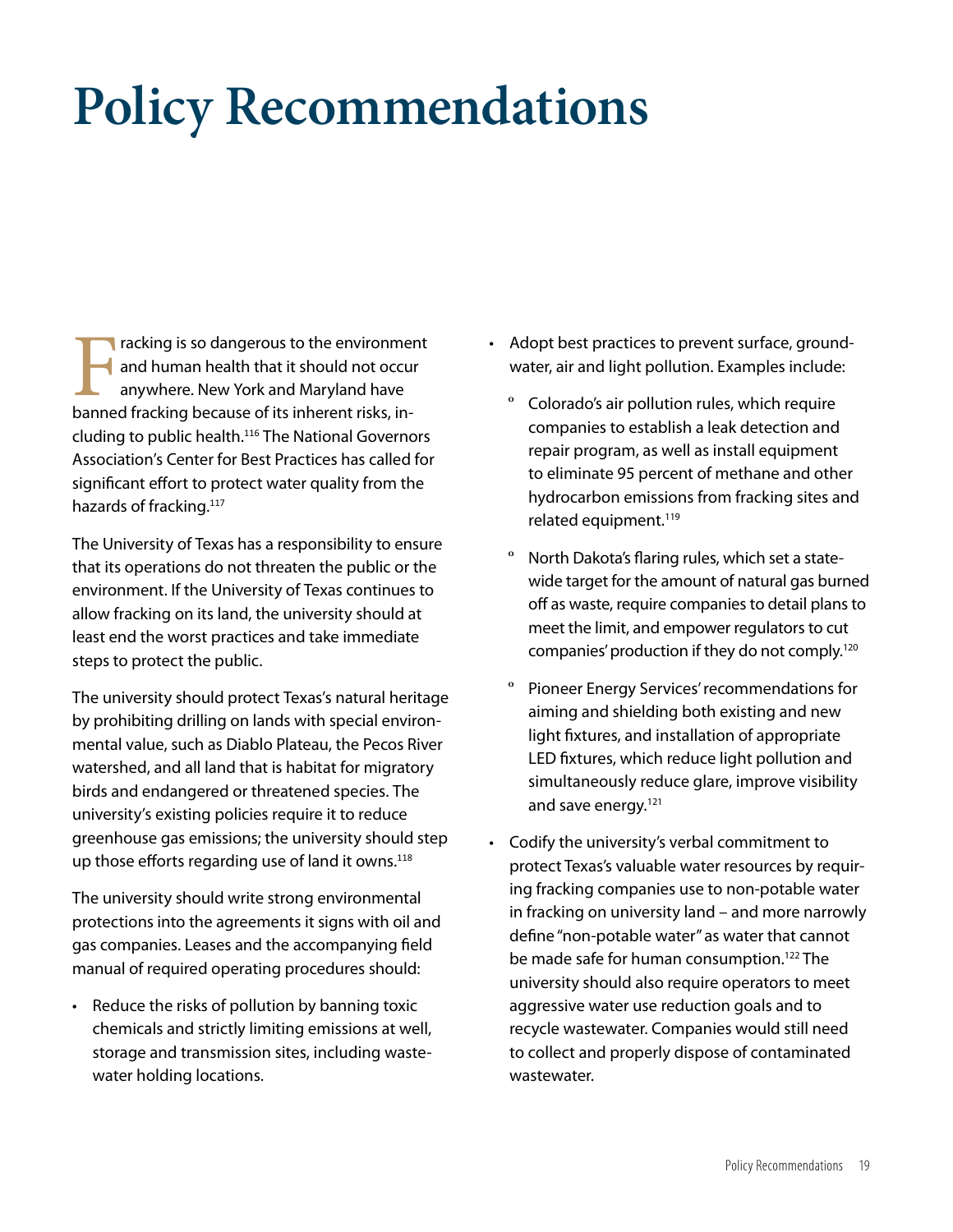# Policy Recommendations

Fracking is so dangerous to the environment and human health that it should not occur anywhere. New York and Maryland have banned fracking because of its inherent risks, including to public health.[116] The National Governors Association's Center for Best Practices has called for significant effort to protect water quality from the hazards of fracking.[117]

The University of Texas has a responsibility to ensure that its operations do not threaten the public or the environment. If the University of Texas continues to allow fracking on its land, the university should at least end the worst practices and take immediate steps to protect the public.

The university should protect Texas's natural heritage by prohibiting drilling on lands with special environmental value, such as Diablo Plateau, the Pecos River watershed, and all land that is habitat for migratory birds and endangered or threatened species. The university's existing policies require it to reduce greenhouse gas emissions; the university should step up those efforts regarding use of land it owns.[118]

The university should write strong environmental protections into the agreements it signs with oil and gas companies. Leases and the accompanying field manual of required operating procedures should:

- Reduce the risks of pollution by banning toxic chemicals and strictly limiting emissions at well, storage and transmission sites, including wastewater holding locations.
- Adopt best practices to prevent surface, groundwater, air and light pollution. Examples include:
  - Colorado's air pollution rules, which require companies to establish a leak detection and repair program, as well as install equipment to eliminate 95 percent of methane and other hydrocarbon emissions from fracking sites and related equipment.[119]
  - North Dakota's flaring rules, which set a statewide target for the amount of natural gas burned off as waste, require companies to detail plans to meet the limit, and empower regulators to cut companies' production if they do not comply.[120]
  - Pioneer Energy Services' recommendations for aiming and shielding both existing and new light fixtures, and installation of appropriate LED fixtures, which reduce light pollution and simultaneously reduce glare, improve visibility and save energy.[121]
- Codify the university's verbal commitment to protect Texas's valuable water resources by requiring fracking companies use to non-potable water in fracking on university land – and more narrowly define "non-potable water" as water that cannot be made safe for human consumption.[122] The university should also require operators to meet aggressive water use reduction goals and to recycle wastewater. Companies would still need to collect and properly dispose of contaminated wastewater.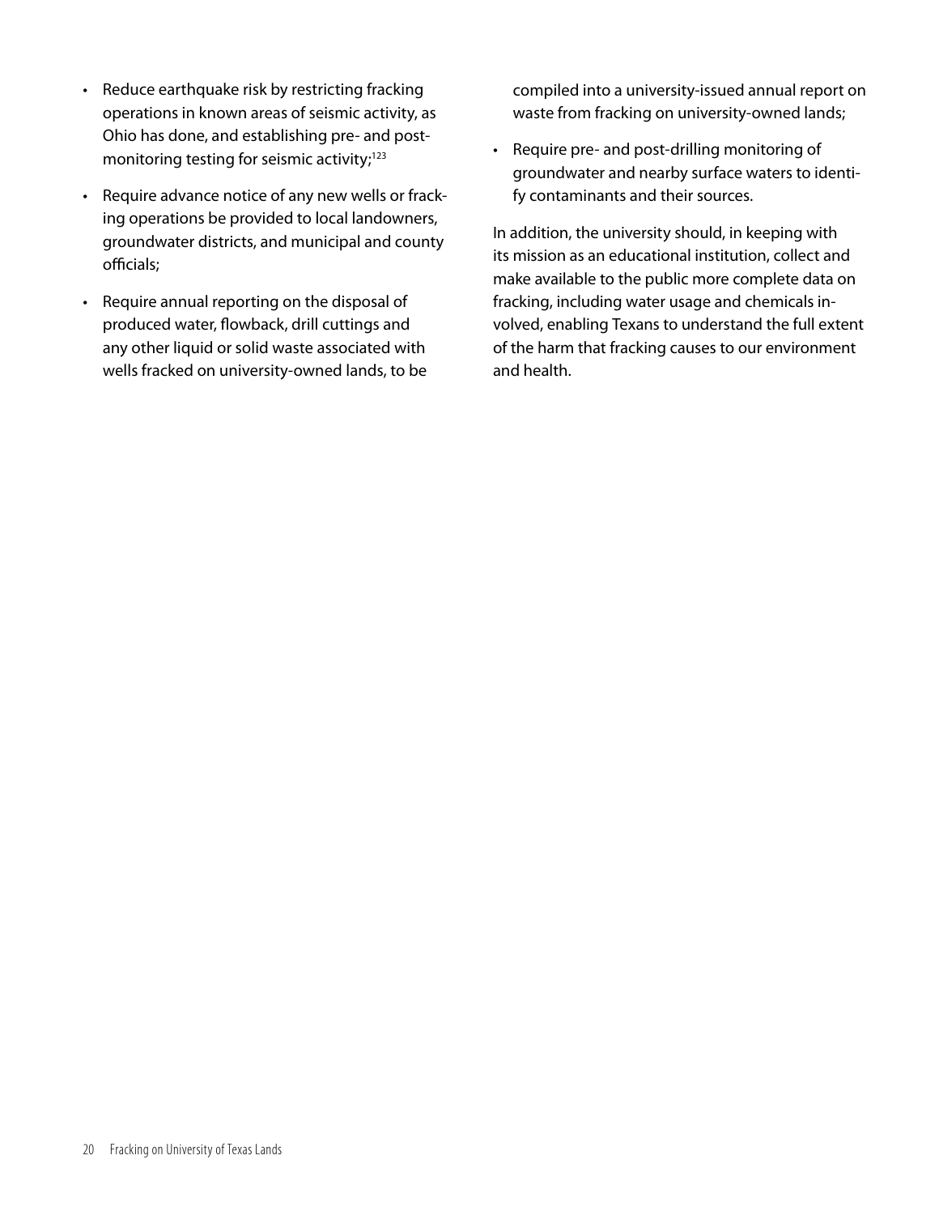- Reduce earthquake risk by restricting fracking operations in known areas of seismic activity, as Ohio has done, and establishing pre- and post-monitoring testing for seismic activity;[123]
- Require advance notice of any new wells or fracking operations be provided to local landowners, groundwater districts, and municipal and county officials;
- Require annual reporting on the disposal of produced water, flowback, drill cuttings and any other liquid or solid waste associated with wells fracked on university-owned lands, to be compiled into a university-issued annual report on waste from fracking on university-owned lands;
- Require pre- and post-drilling monitoring of groundwater and nearby surface waters to identify contaminants and their sources.

In addition, the university should, in keeping with its mission as an educational institution, collect and make available to the public more complete data on fracking, including water usage and chemicals involved, enabling Texans to understand the full extent of the harm that fracking causes to our environment and health.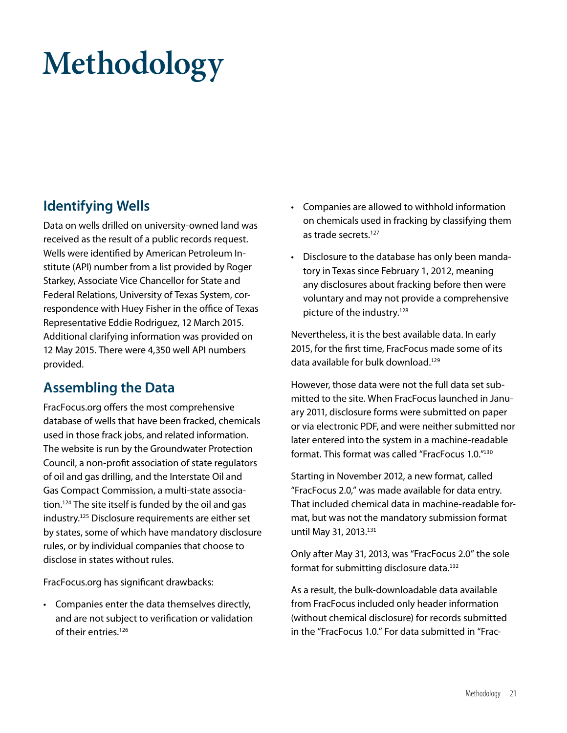# Methodology

## Identifying Wells

Data on wells drilled on university-owned land was received as the result of a public records request. Wells were identified by American Petroleum Institute (API) number from a list provided by Roger Starkey, Associate Vice Chancellor for State and Federal Relations, University of Texas System, correspondence with Huey Fisher in the office of Texas Representative Eddie Rodriguez, 12 March 2015. Additional clarifying information was provided on 12 May 2015. There were 4,350 well API numbers provided.

## Assembling the Data

FracFocus.org offers the most comprehensive database of wells that have been fracked, chemicals used in those frack jobs, and related information. The website is run by the Groundwater Protection Council, a non-profit association of state regulators of oil and gas drilling, and the Interstate Oil and Gas Compact Commission, a multi-state association.[124] The site itself is funded by the oil and gas industry.[125] Disclosure requirements are either set by states, some of which have mandatory disclosure rules, or by individual companies that choose to disclose in states without rules.

FracFocus.org has significant drawbacks:

- Companies enter the data themselves directly, and are not subject to verification or validation of their entries.[126]
- Companies are allowed to withhold information on chemicals used in fracking by classifying them as trade secrets.[127]
- Disclosure to the database has only been mandatory in Texas since February 1, 2012, meaning any disclosures about fracking before then were voluntary and may not provide a comprehensive picture of the industry.[128]

Nevertheless, it is the best available data. In early 2015, for the first time, FracFocus made some of its data available for bulk download.[129]

However, those data were not the full data set submitted to the site. When FracFocus launched in January 2011, disclosure forms were submitted on paper or via electronic PDF, and were neither submitted nor later entered into the system in a machine-readable format. This format was called "FracFocus 1.0."[130]

Starting in November 2012, a new format, called "FracFocus 2.0," was made available for data entry. That included chemical data in machine-readable format, but was not the mandatory submission format until May 31, 2013.[131]

Only after May 31, 2013, was "FracFocus 2.0" the sole format for submitting disclosure data.[132]

As a result, the bulk-downloadable data available from FracFocus included only header information (without chemical disclosure) for records submitted in the "FracFocus 1.0." For data submitted in "Frac-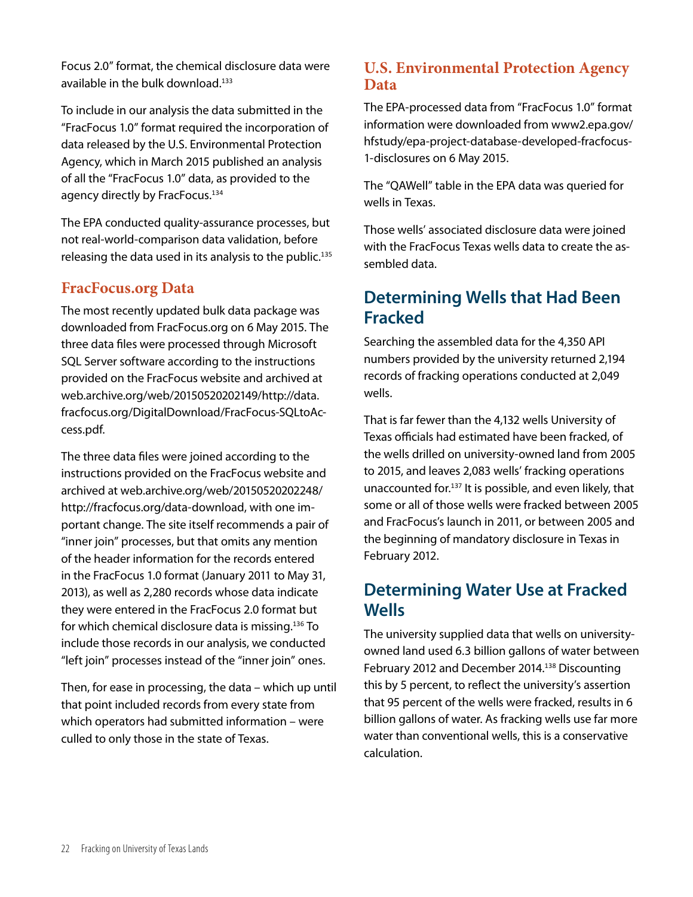Focus 2.0" format, the chemical disclosure data were available in the bulk download.[133]

To include in our analysis the data submitted in the "FracFocus 1.0" format required the incorporation of data released by the U.S. Environmental Protection Agency, which in March 2015 published an analysis of all the "FracFocus 1.0" data, as provided to the agency directly by FracFocus.[134]

The EPA conducted quality-assurance processes, but not real-world-comparison data validation, before releasing the data used in its analysis to the public.[135]

### FracFocus.org Data

The most recently updated bulk data package was downloaded from FracFocus.org on 6 May 2015. The three data files were processed through Microsoft SQL Server software according to the instructions provided on the FracFocus website and archived at web.archive.org/web/20150520202149/http://data.fracfocus.org/DigitalDownload/FracFocus-SQLtoAccess.pdf.

The three data files were joined according to the instructions provided on the FracFocus website and archived at web.archive.org/web/20150520202248/http://fracfocus.org/data-download, with one important change. The site itself recommends a pair of "inner join" processes, but that omits any mention of the header information for the records entered in the FracFocus 1.0 format (January 2011 to May 31, 2013), as well as 2,280 records whose data indicate they were entered in the FracFocus 2.0 format but for which chemical disclosure data is missing.[136] To include those records in our analysis, we conducted "left join" processes instead of the "inner join" ones.

Then, for ease in processing, the data – which up until that point included records from every state from which operators had submitted information – were culled to only those in the state of Texas.

### U.S. Environmental Protection Agency Data

The EPA-processed data from "FracFocus 1.0" format information were downloaded from www2.epa.gov/hfstudy/epa-project-database-developed-fracfocus-1-disclosures on 6 May 2015.

The "QAWell" table in the EPA data was queried for wells in Texas.

Those wells' associated disclosure data were joined with the FracFocus Texas wells data to create the assembled data.

## Determining Wells that Had Been Fracked

Searching the assembled data for the 4,350 API numbers provided by the university returned 2,194 records of fracking operations conducted at 2,049 wells.

That is far fewer than the 4,132 wells University of Texas officials had estimated have been fracked, of the wells drilled on university-owned land from 2005 to 2015, and leaves 2,083 wells' fracking operations unaccounted for.[137] It is possible, and even likely, that some or all of those wells were fracked between 2005 and FracFocus's launch in 2011, or between 2005 and the beginning of mandatory disclosure in Texas in February 2012.

## Determining Water Use at Fracked Wells

The university supplied data that wells on university-owned land used 6.3 billion gallons of water between February 2012 and December 2014.[138] Discounting this by 5 percent, to reflect the university's assertion that 95 percent of the wells were fracked, results in 6 billion gallons of water. As fracking wells use far more water than conventional wells, this is a conservative calculation.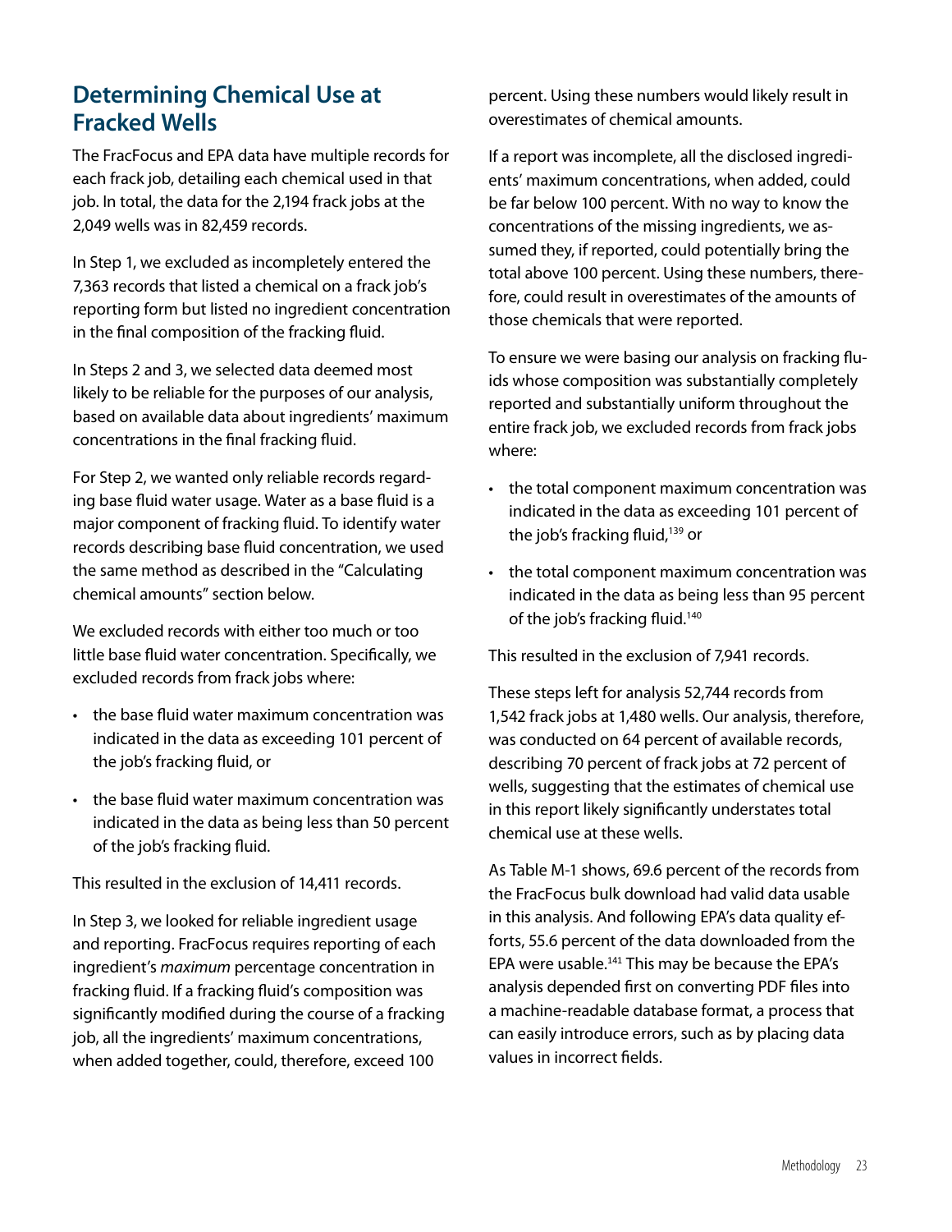## Determining Chemical Use at Fracked Wells

The FracFocus and EPA data have multiple records for each frack job, detailing each chemical used in that job. In total, the data for the 2,194 frack jobs at the 2,049 wells was in 82,459 records.

In Step 1, we excluded as incompletely entered the 7,363 records that listed a chemical on a frack job's reporting form but listed no ingredient concentration in the final composition of the fracking fluid.

In Steps 2 and 3, we selected data deemed most likely to be reliable for the purposes of our analysis, based on available data about ingredients' maximum concentrations in the final fracking fluid.

For Step 2, we wanted only reliable records regarding base fluid water usage. Water as a base fluid is a major component of fracking fluid. To identify water records describing base fluid concentration, we used the same method as described in the "Calculating chemical amounts" section below.

We excluded records with either too much or too little base fluid water concentration. Specifically, we excluded records from frack jobs where:

- the base fluid water maximum concentration was indicated in the data as exceeding 101 percent of the job's fracking fluid, or
- the base fluid water maximum concentration was indicated in the data as being less than 50 percent of the job's fracking fluid.

This resulted in the exclusion of 14,411 records.

In Step 3, we looked for reliable ingredient usage and reporting. FracFocus requires reporting of each ingredient's *maximum* percentage concentration in fracking fluid. If a fracking fluid's composition was significantly modified during the course of a fracking job, all the ingredients' maximum concentrations, when added together, could, therefore, exceed 100 percent. Using these numbers would likely result in overestimates of chemical amounts.

If a report was incomplete, all the disclosed ingredients' maximum concentrations, when added, could be far below 100 percent. With no way to know the concentrations of the missing ingredients, we assumed they, if reported, could potentially bring the total above 100 percent. Using these numbers, therefore, could result in overestimates of the amounts of those chemicals that were reported.

To ensure we were basing our analysis on fracking fluids whose composition was substantially completely reported and substantially uniform throughout the entire frack job, we excluded records from frack jobs where:

- the total component maximum concentration was indicated in the data as exceeding 101 percent of the job's fracking fluid,[139] or
- the total component maximum concentration was indicated in the data as being less than 95 percent of the job's fracking fluid.[140]

This resulted in the exclusion of 7,941 records.

These steps left for analysis 52,744 records from 1,542 frack jobs at 1,480 wells. Our analysis, therefore, was conducted on 64 percent of available records, describing 70 percent of frack jobs at 72 percent of wells, suggesting that the estimates of chemical use in this report likely significantly understates total chemical use at these wells.

As Table M-1 shows, 69.6 percent of the records from the FracFocus bulk download had valid data usable in this analysis. And following EPA's data quality efforts, 55.6 percent of the data downloaded from the EPA were usable.[141] This may be because the EPA's analysis depended first on converting PDF files into a machine-readable database format, a process that can easily introduce errors, such as by placing data values in incorrect fields.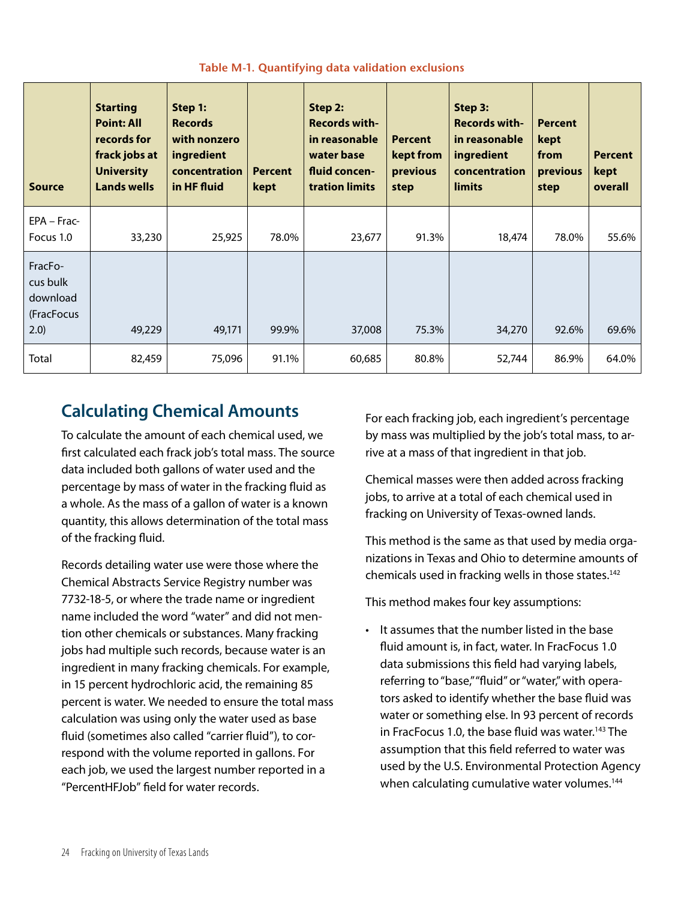**Table M-1. Quantifying data validation exclusions**

| Source | Starting Point: All records for frack jobs at University Lands wells | Step 1: Records with nonzero ingredient concentration in HF fluid | Percent kept | Step 2: Records within reasonable water base fluid concentration limits | Percent kept from previous step | Step 3: Records within reasonable ingredient concentration limits | Percent kept from previous step | Percent kept overall |
|---|---|---|---|---|---|---|---|---|
| EPA – FracFocus 1.0 | 33,230 | 25,925 | 78.0% | 23,677 | 91.3% | 18,474 | 78.0% | 55.6% |
| FracFocus bulk download (FracFocus 2.0) | 49,229 | 49,171 | 99.9% | 37,008 | 75.3% | 34,270 | 92.6% | 69.6% |
| Total | 82,459 | 75,096 | 91.1% | 60,685 | 80.8% | 52,744 | 86.9% | 64.0% |

## Calculating Chemical Amounts

To calculate the amount of each chemical used, we first calculated each frack job's total mass. The source data included both gallons of water used and the percentage by mass of water in the fracking fluid as a whole. As the mass of a gallon of water is a known quantity, this allows determination of the total mass of the fracking fluid.

Records detailing water use were those where the Chemical Abstracts Service Registry number was 7732-18-5, or where the trade name or ingredient name included the word "water" and did not mention other chemicals or substances. Many fracking jobs had multiple such records, because water is an ingredient in many fracking chemicals. For example, in 15 percent hydrochloric acid, the remaining 85 percent is water. We needed to ensure the total mass calculation was using only the water used as base fluid (sometimes also called "carrier fluid"), to correspond with the volume reported in gallons. For each job, we used the largest number reported in a "PercentHFJob" field for water records.

For each fracking job, each ingredient's percentage by mass was multiplied by the job's total mass, to arrive at a mass of that ingredient in that job.

Chemical masses were then added across fracking jobs, to arrive at a total of each chemical used in fracking on University of Texas-owned lands.

This method is the same as that used by media organizations in Texas and Ohio to determine amounts of chemicals used in fracking wells in those states.[142]

This method makes four key assumptions:

- It assumes that the number listed in the base fluid amount is, in fact, water. In FracFocus 1.0 data submissions this field had varying labels, referring to "base," "fluid" or "water," with operators asked to identify whether the base fluid was water or something else. In 93 percent of records in FracFocus 1.0, the base fluid was water.[143] The assumption that this field referred to water was used by the U.S. Environmental Protection Agency when calculating cumulative water volumes.[144]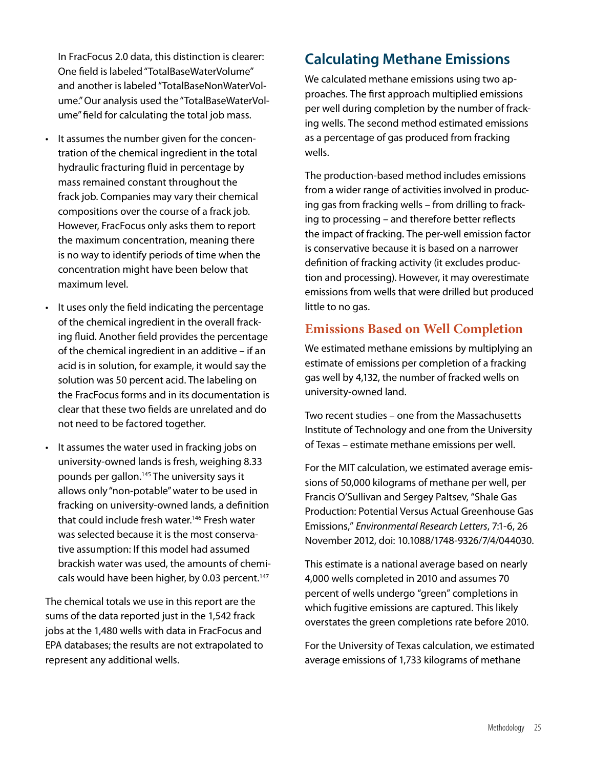In FracFocus 2.0 data, this distinction is clearer: One field is labeled "TotalBaseWaterVolume" and another is labeled "TotalBaseNonWaterVolume." Our analysis used the "TotalBaseWaterVolume" field for calculating the total job mass.

- It assumes the number given for the concentration of the chemical ingredient in the total hydraulic fracturing fluid in percentage by mass remained constant throughout the frack job. Companies may vary their chemical compositions over the course of a frack job. However, FracFocus only asks them to report the maximum concentration, meaning there is no way to identify periods of time when the concentration might have been below that maximum level.
- It uses only the field indicating the percentage of the chemical ingredient in the overall fracking fluid. Another field provides the percentage of the chemical ingredient in an additive – if an acid is in solution, for example, it would say the solution was 50 percent acid. The labeling on the FracFocus forms and in its documentation is clear that these two fields are unrelated and do not need to be factored together.
- It assumes the water used in fracking jobs on university-owned lands is fresh, weighing 8.33 pounds per gallon.[145] The university says it allows only "non-potable" water to be used in fracking on university-owned lands, a definition that could include fresh water.[146] Fresh water was selected because it is the most conservative assumption: If this model had assumed brackish water was used, the amounts of chemicals would have been higher, by 0.03 percent.[147]

The chemical totals we use in this report are the sums of the data reported just in the 1,542 frack jobs at the 1,480 wells with data in FracFocus and EPA databases; the results are not extrapolated to represent any additional wells.

## Calculating Methane Emissions

We calculated methane emissions using two approaches. The first approach multiplied emissions per well during completion by the number of fracking wells. The second method estimated emissions as a percentage of gas produced from fracking wells.

The production-based method includes emissions from a wider range of activities involved in producing gas from fracking wells – from drilling to fracking to processing – and therefore better reflects the impact of fracking. The per-well emission factor is conservative because it is based on a narrower definition of fracking activity (it excludes production and processing). However, it may overestimate emissions from wells that were drilled but produced little to no gas.

### Emissions Based on Well Completion

We estimated methane emissions by multiplying an estimate of emissions per completion of a fracking gas well by 4,132, the number of fracked wells on university-owned land.

Two recent studies – one from the Massachusetts Institute of Technology and one from the University of Texas – estimate methane emissions per well.

For the MIT calculation, we estimated average emissions of 50,000 kilograms of methane per well, per Francis O'Sullivan and Sergey Paltsev, "Shale Gas Production: Potential Versus Actual Greenhouse Gas Emissions," *Environmental Research Letters*, 7:1-6, 26 November 2012, doi: 10.1088/1748-9326/7/4/044030.

This estimate is a national average based on nearly 4,000 wells completed in 2010 and assumes 70 percent of wells undergo "green" completions in which fugitive emissions are captured. This likely overstates the green completions rate before 2010.

For the University of Texas calculation, we estimated average emissions of 1,733 kilograms of methane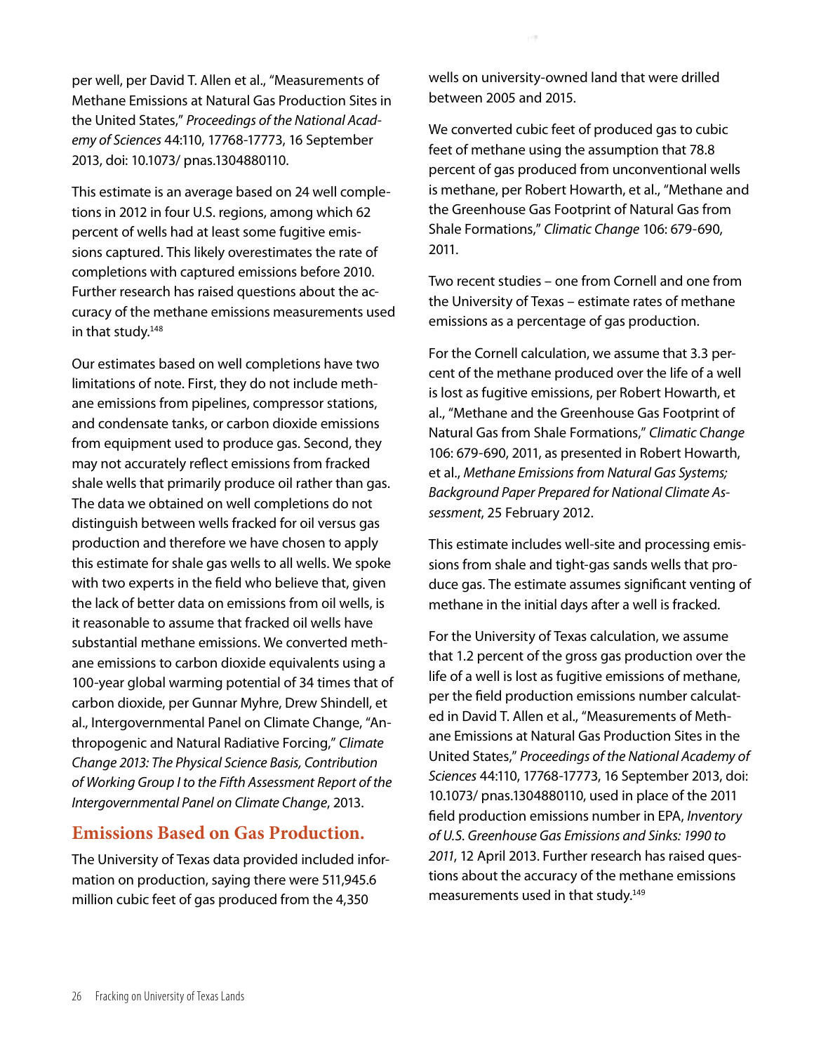per well, per David T. Allen et al., "Measurements of Methane Emissions at Natural Gas Production Sites in the United States," *Proceedings of the National Academy of Sciences* 44:110, 17768-17773, 16 September 2013, doi: 10.1073/ pnas.1304880110.

This estimate is an average based on 24 well completions in 2012 in four U.S. regions, among which 62 percent of wells had at least some fugitive emissions captured. This likely overestimates the rate of completions with captured emissions before 2010. Further research has raised questions about the accuracy of the methane emissions measurements used in that study.[148]

Our estimates based on well completions have two limitations of note. First, they do not include methane emissions from pipelines, compressor stations, and condensate tanks, or carbon dioxide emissions from equipment used to produce gas. Second, they may not accurately reflect emissions from fracked shale wells that primarily produce oil rather than gas. The data we obtained on well completions do not distinguish between wells fracked for oil versus gas production and therefore we have chosen to apply this estimate for shale gas wells to all wells. We spoke with two experts in the field who believe that, given the lack of better data on emissions from oil wells, is it reasonable to assume that fracked oil wells have substantial methane emissions. We converted methane emissions to carbon dioxide equivalents using a 100-year global warming potential of 34 times that of carbon dioxide, per Gunnar Myhre, Drew Shindell, et al., Intergovernmental Panel on Climate Change, "Anthropogenic and Natural Radiative Forcing," *Climate Change 2013: The Physical Science Basis, Contribution of Working Group I to the Fifth Assessment Report of the Intergovernmental Panel on Climate Change*, 2013.

## Emissions Based on Gas Production.

The University of Texas data provided included information on production, saying there were 511,945.6 million cubic feet of gas produced from the 4,350 wells on university-owned land that were drilled between 2005 and 2015.

We converted cubic feet of produced gas to cubic feet of methane using the assumption that 78.8 percent of gas produced from unconventional wells is methane, per Robert Howarth, et al., "Methane and the Greenhouse Gas Footprint of Natural Gas from Shale Formations," *Climatic Change* 106: 679-690, 2011.

Two recent studies – one from Cornell and one from the University of Texas – estimate rates of methane emissions as a percentage of gas production.

For the Cornell calculation, we assume that 3.3 percent of the methane produced over the life of a well is lost as fugitive emissions, per Robert Howarth, et al., "Methane and the Greenhouse Gas Footprint of Natural Gas from Shale Formations," *Climatic Change* 106: 679-690, 2011, as presented in Robert Howarth, et al., *Methane Emissions from Natural Gas Systems; Background Paper Prepared for National Climate Assessment*, 25 February 2012.

This estimate includes well-site and processing emissions from shale and tight-gas sands wells that produce gas. The estimate assumes significant venting of methane in the initial days after a well is fracked.

For the University of Texas calculation, we assume that 1.2 percent of the gross gas production over the life of a well is lost as fugitive emissions of methane, per the field production emissions number calculated in David T. Allen et al., "Measurements of Methane Emissions at Natural Gas Production Sites in the United States," *Proceedings of the National Academy of Sciences* 44:110, 17768-17773, 16 September 2013, doi: 10.1073/ pnas.1304880110, used in place of the 2011 field production emissions number in EPA, *Inventory of U.S. Greenhouse Gas Emissions and Sinks: 1990 to 2011*, 12 April 2013. Further research has raised questions about the accuracy of the methane emissions measurements used in that study.[149]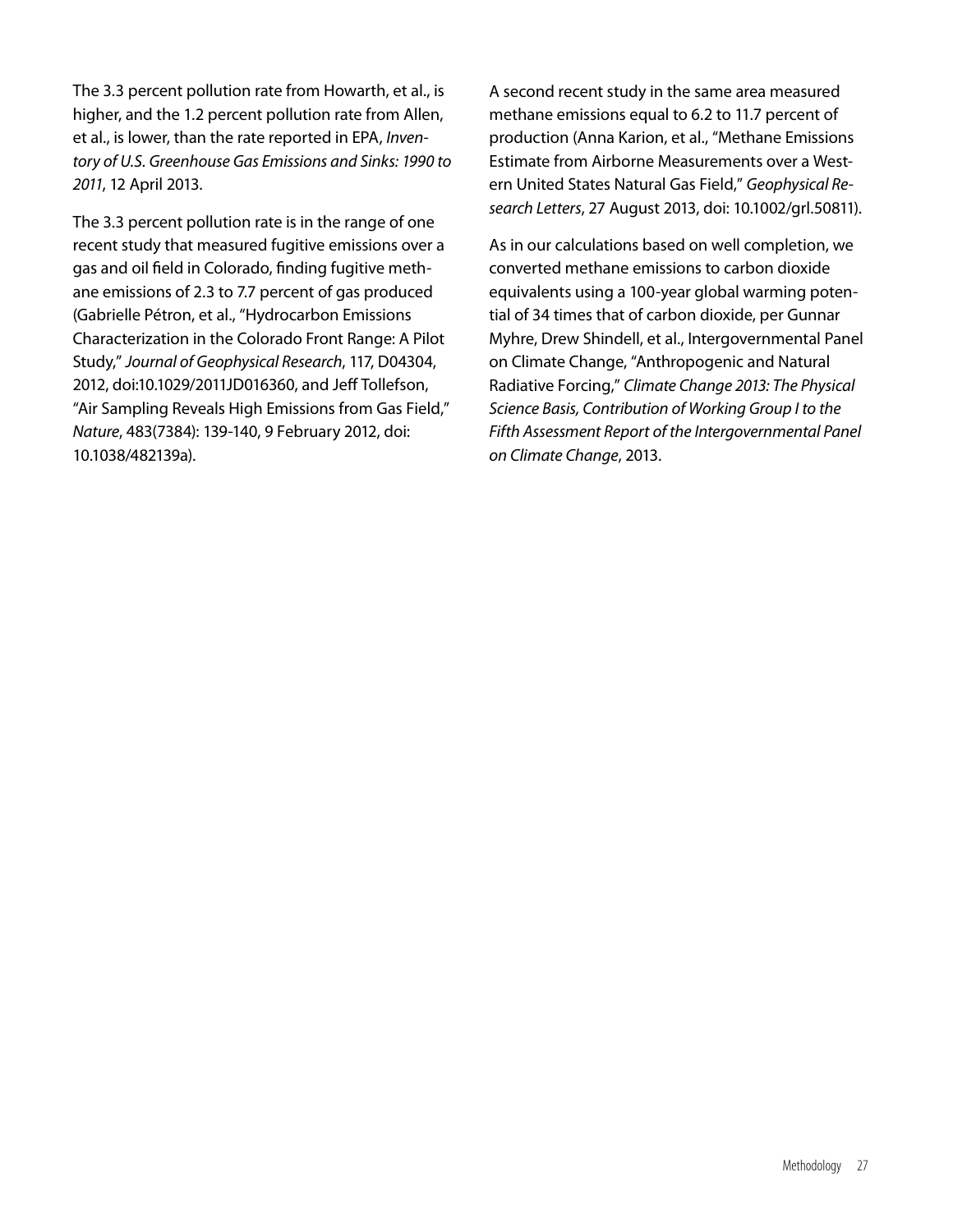The 3.3 percent pollution rate from Howarth, et al., is higher, and the 1.2 percent pollution rate from Allen, et al., is lower, than the rate reported in EPA, *Inventory of U.S. Greenhouse Gas Emissions and Sinks: 1990 to 2011*, 12 April 2013.

The 3.3 percent pollution rate is in the range of one recent study that measured fugitive emissions over a gas and oil field in Colorado, finding fugitive methane emissions of 2.3 to 7.7 percent of gas produced (Gabrielle Pétron, et al., "Hydrocarbon Emissions Characterization in the Colorado Front Range: A Pilot Study," *Journal of Geophysical Research*, 117, D04304, 2012, doi:10.1029/2011JD016360, and Jeff Tollefson, "Air Sampling Reveals High Emissions from Gas Field," *Nature*, 483(7384): 139-140, 9 February 2012, doi: 10.1038/482139a).

A second recent study in the same area measured methane emissions equal to 6.2 to 11.7 percent of production (Anna Karion, et al., "Methane Emissions Estimate from Airborne Measurements over a Western United States Natural Gas Field," *Geophysical Research Letters*, 27 August 2013, doi: 10.1002/grl.50811).

As in our calculations based on well completion, we converted methane emissions to carbon dioxide equivalents using a 100-year global warming potential of 34 times that of carbon dioxide, per Gunnar Myhre, Drew Shindell, et al., Intergovernmental Panel on Climate Change, "Anthropogenic and Natural Radiative Forcing," *Climate Change 2013: The Physical Science Basis, Contribution of Working Group I to the Fifth Assessment Report of the Intergovernmental Panel on Climate Change*, 2013.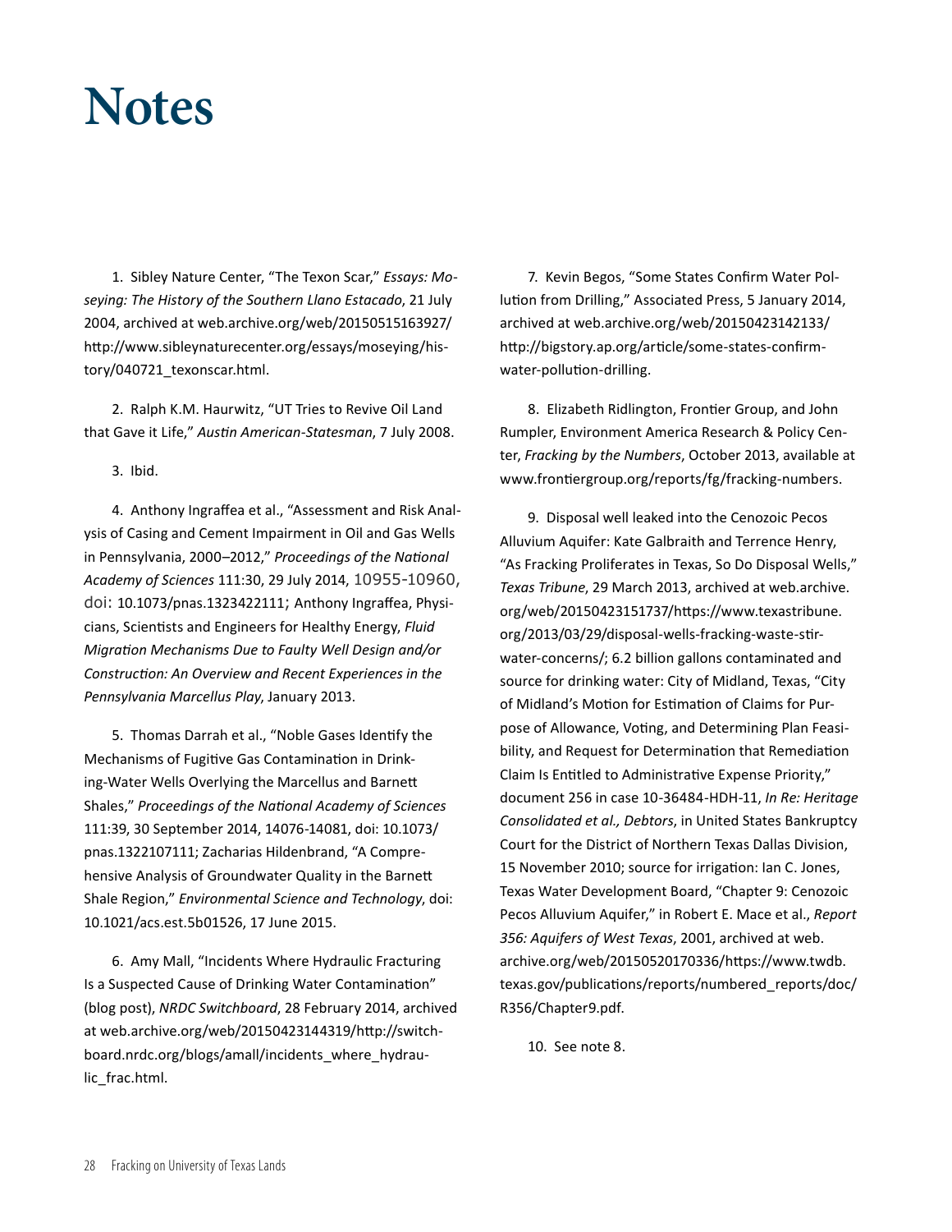# Notes

1. Sibley Nature Center, "The Texon Scar," *Essays: Moseying: The History of the Southern Llano Estacado*, 21 July 2004, archived at web.archive.org/web/20150515163927/http://www.sibleynaturecenter.org/essays/moseying/history/040721_texonscar.html.

2. Ralph K.M. Haurwitz, "UT Tries to Revive Oil Land that Gave it Life," *Austin American-Statesman*, 7 July 2008.

3. Ibid.

4. Anthony Ingraffea et al., "Assessment and Risk Analysis of Casing and Cement Impairment in Oil and Gas Wells in Pennsylvania, 2000–2012," *Proceedings of the National Academy of Sciences* 111:30, 29 July 2014, 10955-10960, doi: 10.1073/pnas.1323422111; Anthony Ingraffea, Physicians, Scientists and Engineers for Healthy Energy, *Fluid Migration Mechanisms Due to Faulty Well Design and/or Construction: An Overview and Recent Experiences in the Pennsylvania Marcellus Play*, January 2013.

5. Thomas Darrah et al., "Noble Gases Identify the Mechanisms of Fugitive Gas Contamination in Drinking-Water Wells Overlying the Marcellus and Barnett Shales," *Proceedings of the National Academy of Sciences* 111:39, 30 September 2014, 14076-14081, doi: 10.1073/pnas.1322107111; Zacharias Hildenbrand, "A Comprehensive Analysis of Groundwater Quality in the Barnett Shale Region," *Environmental Science and Technology*, doi: 10.1021/acs.est.5b01526, 17 June 2015.

6. Amy Mall, "Incidents Where Hydraulic Fracturing Is a Suspected Cause of Drinking Water Contamination" (blog post), *NRDC Switchboard*, 28 February 2014, archived at web.archive.org/web/20150423144319/http://switchboard.nrdc.org/blogs/amall/incidents_where_hydraulic_frac.html.

7. Kevin Begos, "Some States Confirm Water Pollution from Drilling," Associated Press, 5 January 2014, archived at web.archive.org/web/20150423142133/http://bigstory.ap.org/article/some-states-confirm-water-pollution-drilling.

8. Elizabeth Ridlington, Frontier Group, and John Rumpler, Environment America Research & Policy Center, *Fracking by the Numbers*, October 2013, available at www.frontiergroup.org/reports/fg/fracking-numbers.

9. Disposal well leaked into the Cenozoic Pecos Alluvium Aquifer: Kate Galbraith and Terrence Henry, "As Fracking Proliferates in Texas, So Do Disposal Wells," *Texas Tribune*, 29 March 2013, archived at web.archive.org/web/20150423151737/https://www.texastribune.org/2013/03/29/disposal-wells-fracking-waste-stir-water-concerns/; 6.2 billion gallons contaminated and source for drinking water: City of Midland, Texas, "City of Midland's Motion for Estimation of Claims for Purpose of Allowance, Voting, and Determining Plan Feasibility, and Request for Determination that Remediation Claim Is Entitled to Administrative Expense Priority," document 256 in case 10-36484-HDH-11, *In Re: Heritage Consolidated et al., Debtors*, in United States Bankruptcy Court for the District of Northern Texas Dallas Division, 15 November 2010; source for irrigation: Ian C. Jones, Texas Water Development Board, "Chapter 9: Cenozoic Pecos Alluvium Aquifer," in Robert E. Mace et al., *Report 356: Aquifers of West Texas*, 2001, archived at web.archive.org/web/20150520170336/https://www.twdb.texas.gov/publications/reports/numbered_reports/doc/R356/Chapter9.pdf.

10. See note 8.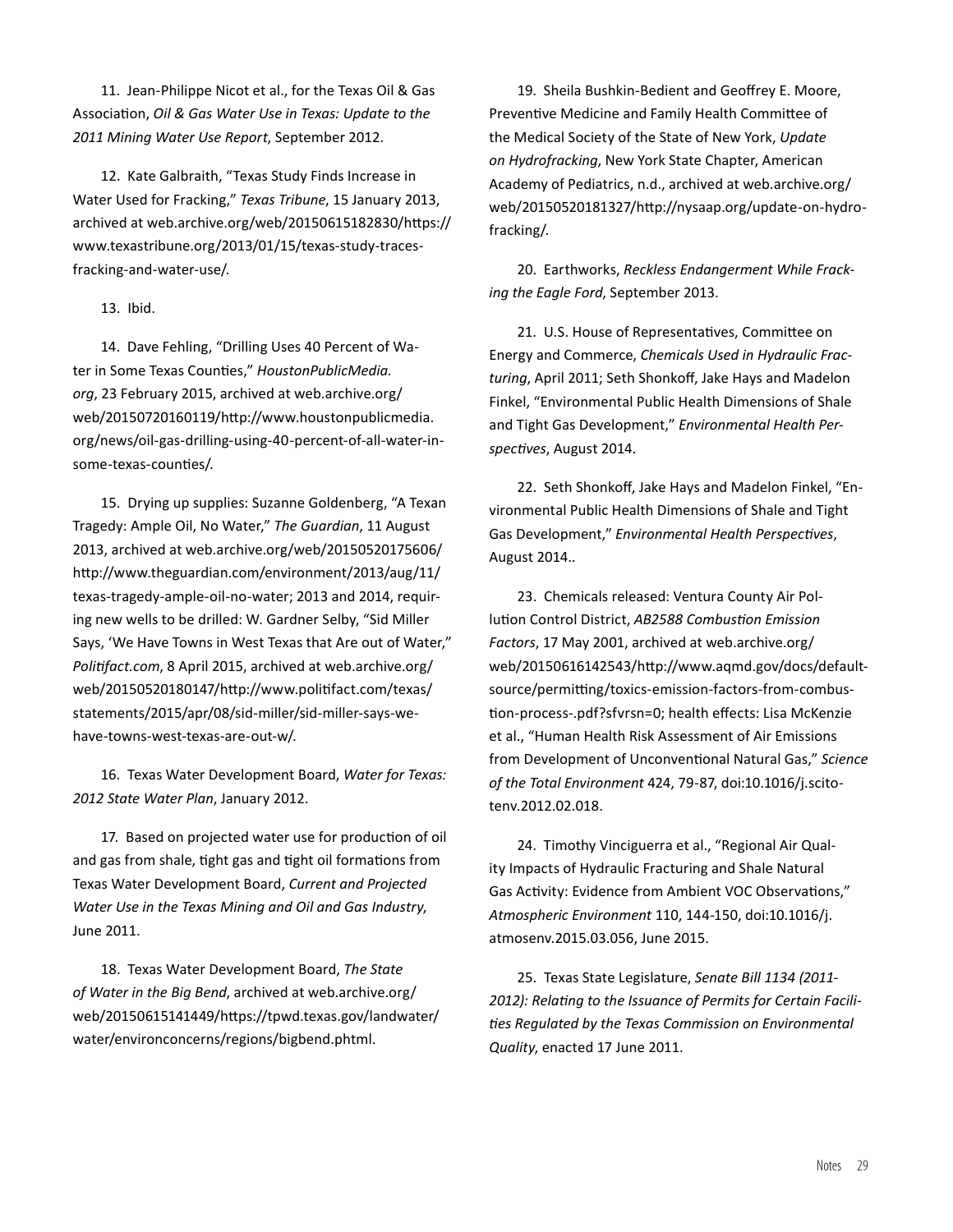11. Jean-Philippe Nicot et al., for the Texas Oil & Gas Association, *Oil & Gas Water Use in Texas: Update to the 2011 Mining Water Use Report*, September 2012.

12. Kate Galbraith, "Texas Study Finds Increase in Water Used for Fracking," *Texas Tribune*, 15 January 2013, archived at web.archive.org/web/20150615182830/https://www.texastribune.org/2013/01/15/texas-study-traces-fracking-and-water-use/.

13. Ibid.

14. Dave Fehling, "Drilling Uses 40 Percent of Water in Some Texas Counties," *HoustonPublicMedia.org*, 23 February 2015, archived at web.archive.org/web/20150720160119/http://www.houstonpublicmedia.org/news/oil-gas-drilling-using-40-percent-of-all-water-in-some-texas-counties/.

15. Drying up supplies: Suzanne Goldenberg, "A Texan Tragedy: Ample Oil, No Water," *The Guardian*, 11 August 2013, archived at web.archive.org/web/20150520175606/http://www.theguardian.com/environment/2013/aug/11/texas-tragedy-ample-oil-no-water; 2013 and 2014, requiring new wells to be drilled: W. Gardner Selby, "Sid Miller Says, 'We Have Towns in West Texas that Are out of Water," *Politifact.com*, 8 April 2015, archived at web.archive.org/web/20150520180147/http://www.politifact.com/texas/statements/2015/apr/08/sid-miller/sid-miller-says-we-have-towns-west-texas-are-out-w/.

16. Texas Water Development Board, *Water for Texas: 2012 State Water Plan*, January 2012.

17. Based on projected water use for production of oil and gas from shale, tight gas and tight oil formations from Texas Water Development Board, *Current and Projected Water Use in the Texas Mining and Oil and Gas Industry*, June 2011.

18. Texas Water Development Board, *The State of Water in the Big Bend*, archived at web.archive.org/web/20150615141449/https://tpwd.texas.gov/landwater/water/environconcerns/regions/bigbend.phtml.

19. Sheila Bushkin-Bedient and Geoffrey E. Moore, Preventive Medicine and Family Health Committee of the Medical Society of the State of New York, *Update on Hydrofracking*, New York State Chapter, American Academy of Pediatrics, n.d., archived at web.archive.org/web/20150520181327/http://nysaap.org/update-on-hydrofracking/.

20. Earthworks, *Reckless Endangerment While Fracking the Eagle Ford*, September 2013.

21. U.S. House of Representatives, Committee on Energy and Commerce, *Chemicals Used in Hydraulic Fracturing*, April 2011; Seth Shonkoff, Jake Hays and Madelon Finkel, "Environmental Public Health Dimensions of Shale and Tight Gas Development," *Environmental Health Perspectives*, August 2014.

22. Seth Shonkoff, Jake Hays and Madelon Finkel, "Environmental Public Health Dimensions of Shale and Tight Gas Development," *Environmental Health Perspectives*, August 2014..

23. Chemicals released: Ventura County Air Pollution Control District, *AB2588 Combustion Emission Factors*, 17 May 2001, archived at web.archive.org/web/20150616142543/http://www.aqmd.gov/docs/default-source/permitting/toxics-emission-factors-from-combustion-process-.pdf?sfvrsn=0; health effects: Lisa McKenzie et al., "Human Health Risk Assessment of Air Emissions from Development of Unconventional Natural Gas," *Science of the Total Environment* 424, 79-87, doi:10.1016/j.scitotenv.2012.02.018.

24. Timothy Vinciguerra et al., "Regional Air Quality Impacts of Hydraulic Fracturing and Shale Natural Gas Activity: Evidence from Ambient VOC Observations," *Atmospheric Environment* 110, 144-150, doi:10.1016/j.atmosenv.2015.03.056, June 2015.

25. Texas State Legislature, *Senate Bill 1134 (2011-2012): Relating to the Issuance of Permits for Certain Facilities Regulated by the Texas Commission on Environmental Quality*, enacted 17 June 2011.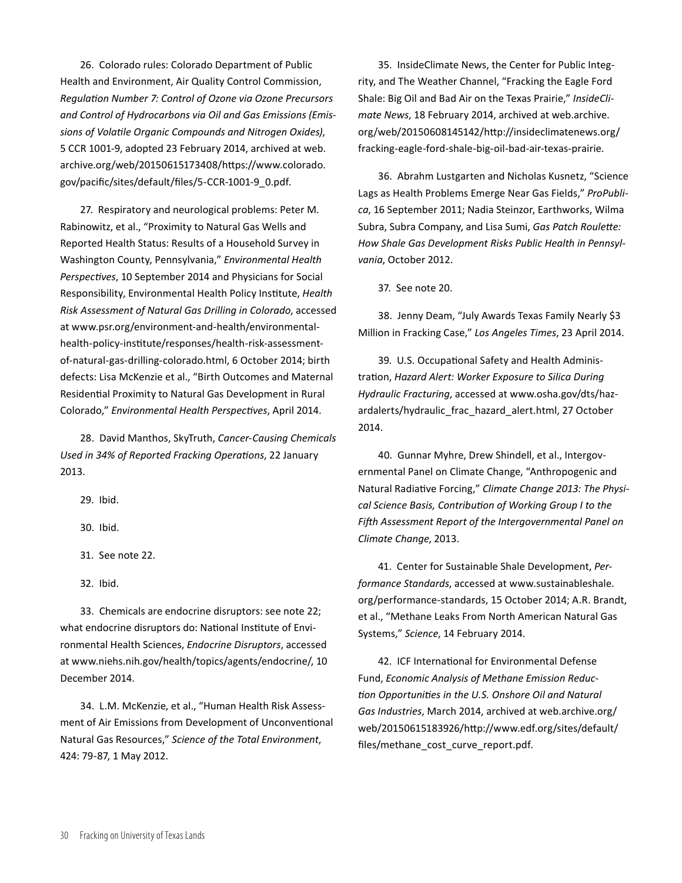26. Colorado rules: Colorado Department of Public Health and Environment, Air Quality Control Commission, *Regulation Number 7: Control of Ozone via Ozone Precursors and Control of Hydrocarbons via Oil and Gas Emissions (Emissions of Volatile Organic Compounds and Nitrogen Oxides)*, 5 CCR 1001-9, adopted 23 February 2014, archived at web.archive.org/web/20150615173408/https://www.colorado.gov/pacific/sites/default/files/5-CCR-1001-9_0.pdf.

27. Respiratory and neurological problems: Peter M. Rabinowitz, et al., "Proximity to Natural Gas Wells and Reported Health Status: Results of a Household Survey in Washington County, Pennsylvania," *Environmental Health Perspectives*, 10 September 2014 and Physicians for Social Responsibility, Environmental Health Policy Institute, *Health Risk Assessment of Natural Gas Drilling in Colorado*, accessed at www.psr.org/environment-and-health/environmental-health-policy-institute/responses/health-risk-assessment-of-natural-gas-drilling-colorado.html, 6 October 2014; birth defects: Lisa McKenzie et al., "Birth Outcomes and Maternal Residential Proximity to Natural Gas Development in Rural Colorado," *Environmental Health Perspectives*, April 2014.

28. David Manthos, SkyTruth, *Cancer-Causing Chemicals Used in 34% of Reported Fracking Operations*, 22 January 2013.

29. Ibid.

30. Ibid.

31. See note 22.

32. Ibid.

33. Chemicals are endocrine disruptors: see note 22; what endocrine disruptors do: National Institute of Environmental Health Sciences, *Endocrine Disruptors*, accessed at www.niehs.nih.gov/health/topics/agents/endocrine/, 10 December 2014.

34. L.M. McKenzie, et al., "Human Health Risk Assessment of Air Emissions from Development of Unconventional Natural Gas Resources," *Science of the Total Environment*, 424: 79-87, 1 May 2012.

35. InsideClimate News, the Center for Public Integrity, and The Weather Channel, "Fracking the Eagle Ford Shale: Big Oil and Bad Air on the Texas Prairie," *InsideClimate News*, 18 February 2014, archived at web.archive.org/web/20150608145142/http://insideclimatenews.org/fracking-eagle-ford-shale-big-oil-bad-air-texas-prairie.

36. Abrahm Lustgarten and Nicholas Kusnetz, "Science Lags as Health Problems Emerge Near Gas Fields," *ProPublica*, 16 September 2011; Nadia Steinzor, Earthworks, Wilma Subra, Subra Company, and Lisa Sumi, *Gas Patch Roulette: How Shale Gas Development Risks Public Health in Pennsylvania*, October 2012.

37. See note 20.

38. Jenny Deam, "July Awards Texas Family Nearly $3 Million in Fracking Case," *Los Angeles Times*, 23 April 2014.

39. U.S. Occupational Safety and Health Administration, *Hazard Alert: Worker Exposure to Silica During Hydraulic Fracturing*, accessed at www.osha.gov/dts/hazardalerts/hydraulic_frac_hazard_alert.html, 27 October 2014.

40. Gunnar Myhre, Drew Shindell, et al., Intergovernmental Panel on Climate Change, "Anthropogenic and Natural Radiative Forcing," *Climate Change 2013: The Physical Science Basis, Contribution of Working Group I to the Fifth Assessment Report of the Intergovernmental Panel on Climate Change*, 2013.

41. Center for Sustainable Shale Development, *Performance Standards*, accessed at www.sustainableshale.org/performance-standards, 15 October 2014; A.R. Brandt, et al., "Methane Leaks From North American Natural Gas Systems," *Science*, 14 February 2014.

42. ICF International for Environmental Defense Fund, *Economic Analysis of Methane Emission Reduction Opportunities in the U.S. Onshore Oil and Natural Gas Industries*, March 2014, archived at web.archive.org/web/20150615183926/http://www.edf.org/sites/default/files/methane_cost_curve_report.pdf.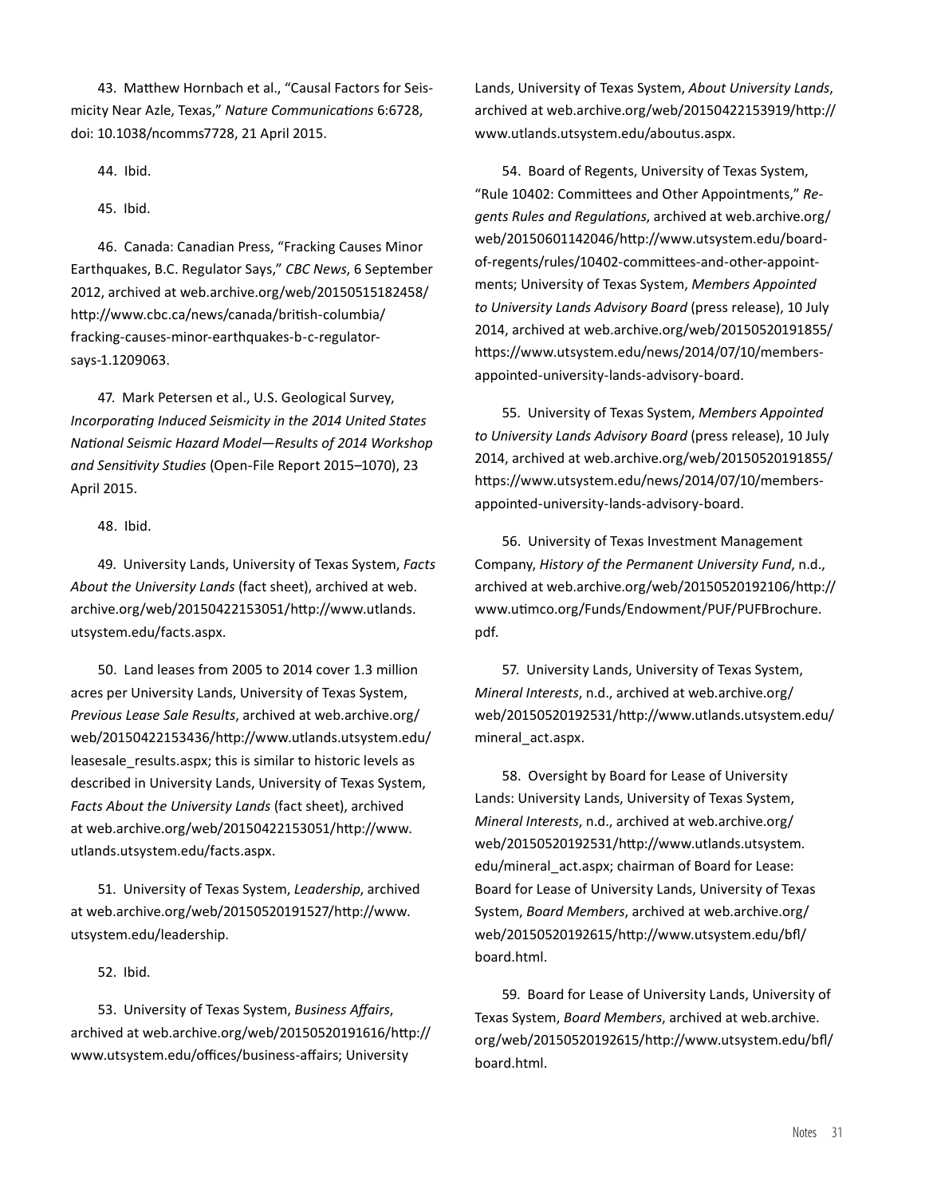43. Matthew Hornbach et al., "Causal Factors for Seismicity Near Azle, Texas," *Nature Communications* 6:6728, doi: 10.1038/ncomms7728, 21 April 2015.

44. Ibid.

45. Ibid.

46. Canada: Canadian Press, "Fracking Causes Minor Earthquakes, B.C. Regulator Says," *CBC News*, 6 September 2012, archived at web.archive.org/web/20150515182458/http://www.cbc.ca/news/canada/british-columbia/fracking-causes-minor-earthquakes-b-c-regulator-says-1.1209063.

47. Mark Petersen et al., U.S. Geological Survey, *Incorporating Induced Seismicity in the 2014 United States National Seismic Hazard Model—Results of 2014 Workshop and Sensitivity Studies* (Open-File Report 2015–1070), 23 April 2015.

48. Ibid.

49. University Lands, University of Texas System, *Facts About the University Lands* (fact sheet), archived at web.archive.org/web/20150422153051/http://www.utlands.utsystem.edu/facts.aspx.

50. Land leases from 2005 to 2014 cover 1.3 million acres per University Lands, University of Texas System, *Previous Lease Sale Results*, archived at web.archive.org/web/20150422153436/http://www.utlands.utsystem.edu/leasesale_results.aspx; this is similar to historic levels as described in University Lands, University of Texas System, *Facts About the University Lands* (fact sheet), archived at web.archive.org/web/20150422153051/http://www.utlands.utsystem.edu/facts.aspx.

51. University of Texas System, *Leadership*, archived at web.archive.org/web/20150520191527/http://www.utsystem.edu/leadership.

52. Ibid.

53. University of Texas System, *Business Affairs*, archived at web.archive.org/web/20150520191616/http://www.utsystem.edu/offices/business-affairs; University Lands, University of Texas System, *About University Lands*, archived at web.archive.org/web/20150422153919/http://www.utlands.utsystem.edu/aboutus.aspx.

54. Board of Regents, University of Texas System, "Rule 10402: Committees and Other Appointments," *Regents Rules and Regulations*, archived at web.archive.org/web/20150601142046/http://www.utsystem.edu/board-of-regents/rules/10402-committees-and-other-appointments; University of Texas System, *Members Appointed to University Lands Advisory Board* (press release), 10 July 2014, archived at web.archive.org/web/20150520191855/https://www.utsystem.edu/news/2014/07/10/members-appointed-university-lands-advisory-board.

55. University of Texas System, *Members Appointed to University Lands Advisory Board* (press release), 10 July 2014, archived at web.archive.org/web/20150520191855/https://www.utsystem.edu/news/2014/07/10/members-appointed-university-lands-advisory-board.

56. University of Texas Investment Management Company, *History of the Permanent University Fund*, n.d., archived at web.archive.org/web/20150520192106/http://www.utimco.org/Funds/Endowment/PUF/PUFBrochure.pdf.

57. University Lands, University of Texas System, *Mineral Interests*, n.d., archived at web.archive.org/web/20150520192531/http://www.utlands.utsystem.edu/mineral_act.aspx.

58. Oversight by Board for Lease of University Lands: University Lands, University of Texas System, *Mineral Interests*, n.d., archived at web.archive.org/web/20150520192531/http://www.utlands.utsystem.edu/mineral_act.aspx; chairman of Board for Lease: Board for Lease of University Lands, University of Texas System, *Board Members*, archived at web.archive.org/web/20150520192615/http://www.utsystem.edu/bfl/board.html.

59. Board for Lease of University Lands, University of Texas System, *Board Members*, archived at web.archive.org/web/20150520192615/http://www.utsystem.edu/bfl/board.html.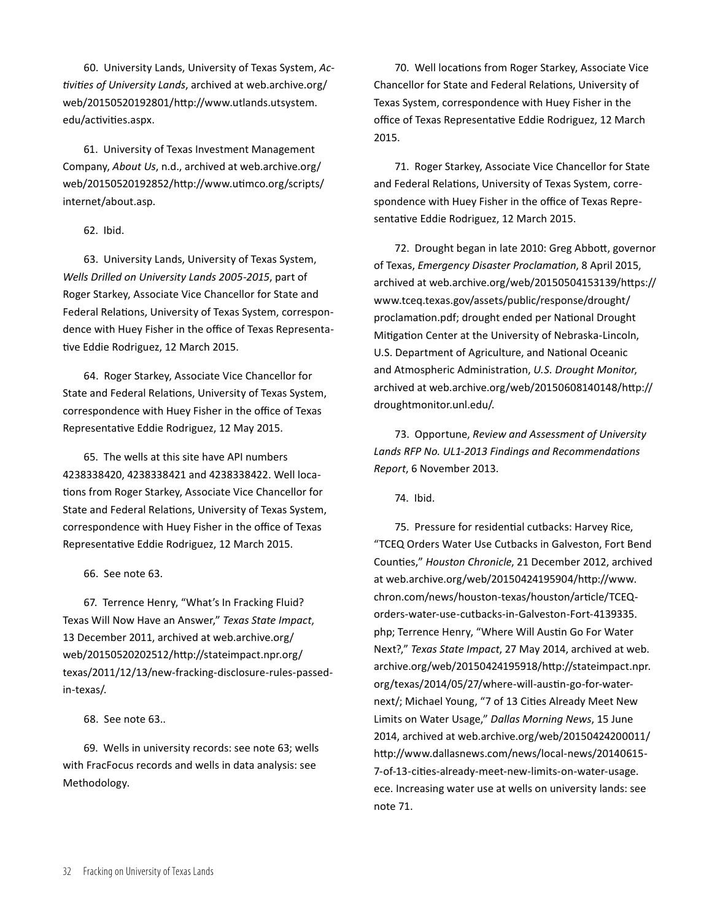60. University Lands, University of Texas System, *Activities of University Lands*, archived at web.archive.org/web/20150520192801/http://www.utlands.utsystem.edu/activities.aspx.

61. University of Texas Investment Management Company, *About Us*, n.d., archived at web.archive.org/web/20150520192852/http://www.utimco.org/scripts/internet/about.asp.

62. Ibid.

63. University Lands, University of Texas System, *Wells Drilled on University Lands 2005-2015*, part of Roger Starkey, Associate Vice Chancellor for State and Federal Relations, University of Texas System, correspondence with Huey Fisher in the office of Texas Representative Eddie Rodriguez, 12 March 2015.

64. Roger Starkey, Associate Vice Chancellor for State and Federal Relations, University of Texas System, correspondence with Huey Fisher in the office of Texas Representative Eddie Rodriguez, 12 May 2015.

65. The wells at this site have API numbers 4238338420, 4238338421 and 4238338422. Well locations from Roger Starkey, Associate Vice Chancellor for State and Federal Relations, University of Texas System, correspondence with Huey Fisher in the office of Texas Representative Eddie Rodriguez, 12 March 2015.

66. See note 63.

67. Terrence Henry, "What's In Fracking Fluid? Texas Will Now Have an Answer," *Texas State Impact*, 13 December 2011, archived at web.archive.org/web/20150520202512/http://stateimpact.npr.org/texas/2011/12/13/new-fracking-disclosure-rules-passed-in-texas/.

68. See note 63..

69. Wells in university records: see note 63; wells with FracFocus records and wells in data analysis: see Methodology.

70. Well locations from Roger Starkey, Associate Vice Chancellor for State and Federal Relations, University of Texas System, correspondence with Huey Fisher in the office of Texas Representative Eddie Rodriguez, 12 March 2015.

71. Roger Starkey, Associate Vice Chancellor for State and Federal Relations, University of Texas System, correspondence with Huey Fisher in the office of Texas Representative Eddie Rodriguez, 12 March 2015.

72. Drought began in late 2010: Greg Abbott, governor of Texas, *Emergency Disaster Proclamation*, 8 April 2015, archived at web.archive.org/web/20150504153139/https://www.tceq.texas.gov/assets/public/response/drought/proclamation.pdf; drought ended per National Drought Mitigation Center at the University of Nebraska-Lincoln, U.S. Department of Agriculture, and National Oceanic and Atmospheric Administration, *U.S. Drought Monitor*, archived at web.archive.org/web/20150608140148/http://droughtmonitor.unl.edu/.

73. Opportune, *Review and Assessment of University Lands RFP No. UL1-2013 Findings and Recommendations Report*, 6 November 2013.

74. Ibid.

75. Pressure for residential cutbacks: Harvey Rice, "TCEQ Orders Water Use Cutbacks in Galveston, Fort Bend Counties," *Houston Chronicle*, 21 December 2012, archived at web.archive.org/web/20150424195904/http://www.chron.com/news/houston-texas/houston/article/TCEQ-orders-water-use-cutbacks-in-Galveston-Fort-4139335.php; Terrence Henry, "Where Will Austin Go For Water Next?," *Texas State Impact*, 27 May 2014, archived at web.archive.org/web/20150424195918/http://stateimpact.npr.org/texas/2014/05/27/where-will-austin-go-for-water-next/; Michael Young, "7 of 13 Cities Already Meet New Limits on Water Usage," *Dallas Morning News*, 15 June 2014, archived at web.archive.org/web/20150424200011/http://www.dallasnews.com/news/local-news/20140615-7-of-13-cities-already-meet-new-limits-on-water-usage.ece. Increasing water use at wells on university lands: see note 71.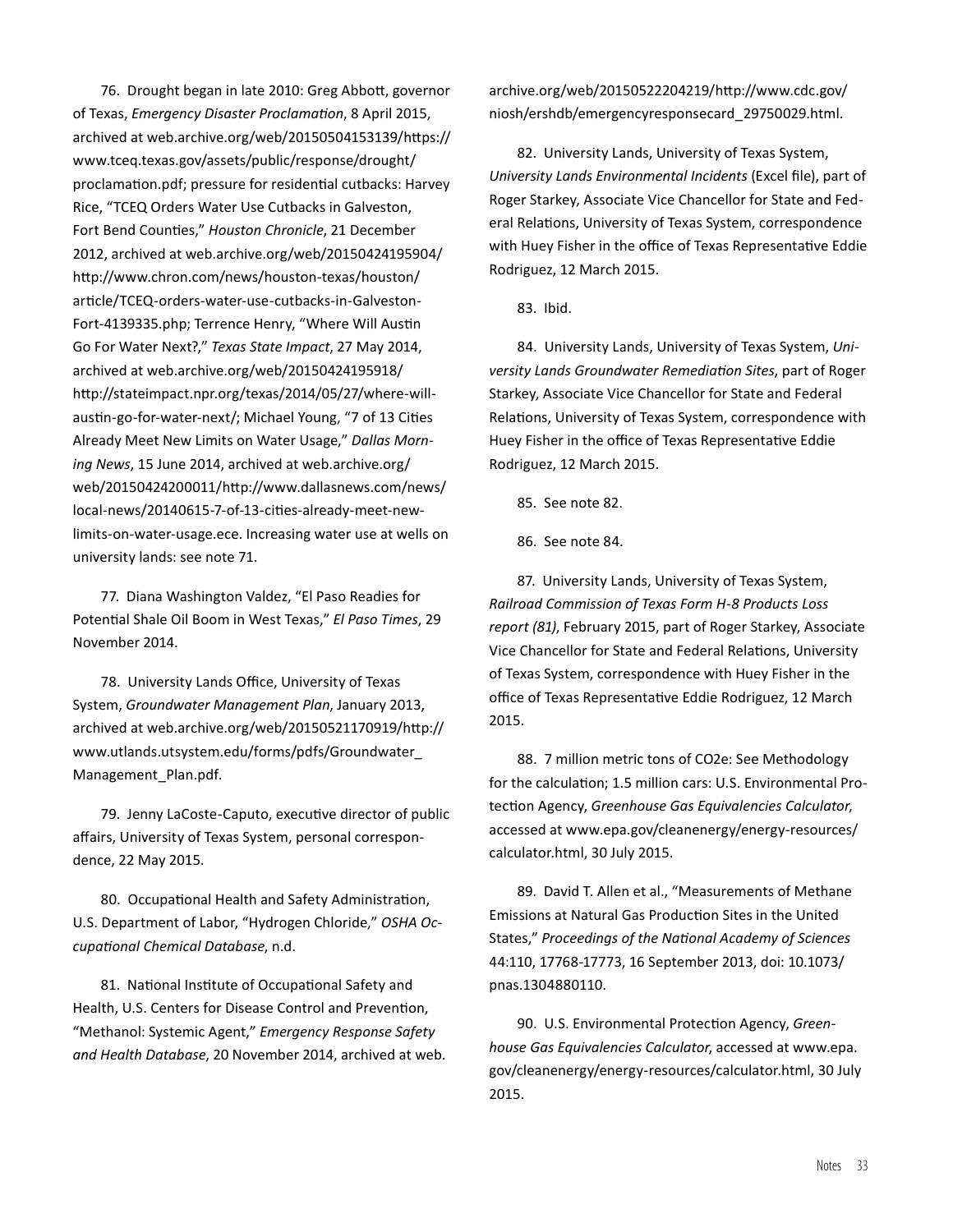76. Drought began in late 2010: Greg Abbott, governor of Texas, *Emergency Disaster Proclamation*, 8 April 2015, archived at web.archive.org/web/20150504153139/https://www.tceq.texas.gov/assets/public/response/drought/proclamation.pdf; pressure for residential cutbacks: Harvey Rice, "TCEQ Orders Water Use Cutbacks in Galveston, Fort Bend Counties," *Houston Chronicle*, 21 December 2012, archived at web.archive.org/web/20150424195904/http://www.chron.com/news/houston-texas/houston/article/TCEQ-orders-water-use-cutbacks-in-Galveston-Fort-4139335.php; Terrence Henry, "Where Will Austin Go For Water Next?," *Texas State Impact*, 27 May 2014, archived at web.archive.org/web/20150424195918/http://stateimpact.npr.org/texas/2014/05/27/where-will-austin-go-for-water-next/; Michael Young, "7 of 13 Cities Already Meet New Limits on Water Usage," *Dallas Morning News*, 15 June 2014, archived at web.archive.org/web/20150424200011/http://www.dallasnews.com/news/local-news/20140615-7-of-13-cities-already-meet-new-limits-on-water-usage.ece. Increasing water use at wells on university lands: see note 71.

77. Diana Washington Valdez, "El Paso Readies for Potential Shale Oil Boom in West Texas," *El Paso Times*, 29 November 2014.

78. University Lands Office, University of Texas System, *Groundwater Management Plan*, January 2013, archived at web.archive.org/web/20150521170919/http://www.utlands.utsystem.edu/forms/pdfs/Groundwater_Management_Plan.pdf.

79. Jenny LaCoste-Caputo, executive director of public affairs, University of Texas System, personal correspondence, 22 May 2015.

80. Occupational Health and Safety Administration, U.S. Department of Labor, "Hydrogen Chloride," *OSHA Occupational Chemical Database*, n.d.

81. National Institute of Occupational Safety and Health, U.S. Centers for Disease Control and Prevention, "Methanol: Systemic Agent," *Emergency Response Safety and Health Database*, 20 November 2014, archived at web.archive.org/web/20150522204219/http://www.cdc.gov/niosh/ershdb/emergencyresponsecard_29750029.html.

82. University Lands, University of Texas System, *University Lands Environmental Incidents* (Excel file), part of Roger Starkey, Associate Vice Chancellor for State and Federal Relations, University of Texas System, correspondence with Huey Fisher in the office of Texas Representative Eddie Rodriguez, 12 March 2015.

83. Ibid.

84. University Lands, University of Texas System, *University Lands Groundwater Remediation Sites*, part of Roger Starkey, Associate Vice Chancellor for State and Federal Relations, University of Texas System, correspondence with Huey Fisher in the office of Texas Representative Eddie Rodriguez, 12 March 2015.

85. See note 82.

86. See note 84.

87. University Lands, University of Texas System, *Railroad Commission of Texas Form H-8 Products Loss report (81)*, February 2015, part of Roger Starkey, Associate Vice Chancellor for State and Federal Relations, University of Texas System, correspondence with Huey Fisher in the office of Texas Representative Eddie Rodriguez, 12 March 2015.

88. 7 million metric tons of CO2e: See Methodology for the calculation; 1.5 million cars: U.S. Environmental Protection Agency, *Greenhouse Gas Equivalencies Calculator*, accessed at www.epa.gov/cleanenergy/energy-resources/calculator.html, 30 July 2015.

89. David T. Allen et al., "Measurements of Methane Emissions at Natural Gas Production Sites in the United States," *Proceedings of the National Academy of Sciences* 44:110, 17768-17773, 16 September 2013, doi: 10.1073/pnas.1304880110.

90. U.S. Environmental Protection Agency, *Greenhouse Gas Equivalencies Calculator*, accessed at www.epa.gov/cleanenergy/energy-resources/calculator.html, 30 July 2015.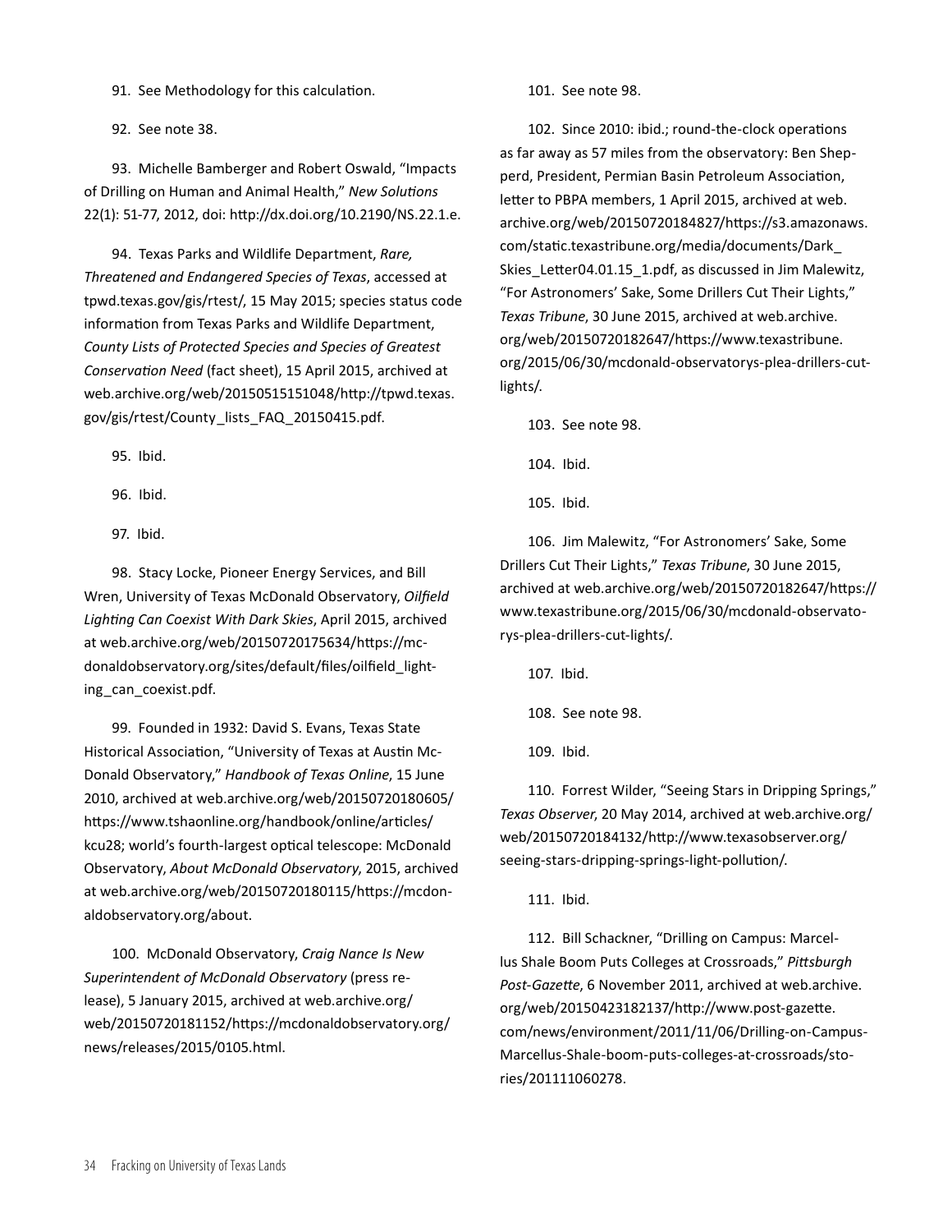91. See Methodology for this calculation.

92. See note 38.

93. Michelle Bamberger and Robert Oswald, "Impacts of Drilling on Human and Animal Health," *New Solutions* 22(1): 51-77, 2012, doi: http://dx.doi.org/10.2190/NS.22.1.e.

94. Texas Parks and Wildlife Department, *Rare, Threatened and Endangered Species of Texas*, accessed at tpwd.texas.gov/gis/rtest/, 15 May 2015; species status code information from Texas Parks and Wildlife Department, *County Lists of Protected Species and Species of Greatest Conservation Need* (fact sheet), 15 April 2015, archived at web.archive.org/web/20150515151048/http://tpwd.texas.gov/gis/rtest/County_lists_FAQ_20150415.pdf.

95. Ibid.

96. Ibid.

97. Ibid.

98. Stacy Locke, Pioneer Energy Services, and Bill Wren, University of Texas McDonald Observatory, *Oilfield Lighting Can Coexist With Dark Skies*, April 2015, archived at web.archive.org/web/20150720175634/https://mcdonaldobservatory.org/sites/default/files/oilfield_lighting_can_coexist.pdf.

99. Founded in 1932: David S. Evans, Texas State Historical Association, "University of Texas at Austin McDonald Observatory," *Handbook of Texas Online*, 15 June 2010, archived at web.archive.org/web/20150720180605/https://www.tshaonline.org/handbook/online/articles/kcu28; world's fourth-largest optical telescope: McDonald Observatory, *About McDonald Observatory*, 2015, archived at web.archive.org/web/20150720180115/https://mcdonaldobservatory.org/about.

100. McDonald Observatory, *Craig Nance Is New Superintendent of McDonald Observatory* (press release), 5 January 2015, archived at web.archive.org/web/20150720181152/https://mcdonaldobservatory.org/news/releases/2015/0105.html.

101. See note 98.

102. Since 2010: ibid.; round-the-clock operations as far away as 57 miles from the observatory: Ben Shepperd, President, Permian Basin Petroleum Association, letter to PBPA members, 1 April 2015, archived at web.archive.org/web/20150720184827/https://s3.amazonaws.com/static.texastribune.org/media/documents/Dark_Skies_Letter04.01.15_1.pdf, as discussed in Jim Malewitz, "For Astronomers' Sake, Some Drillers Cut Their Lights," *Texas Tribune*, 30 June 2015, archived at web.archive.org/web/20150720182647/https://www.texastribune.org/2015/06/30/mcdonald-observatorys-plea-drillers-cut-lights/.

103. See note 98.

104. Ibid.

105. Ibid.

106. Jim Malewitz, "For Astronomers' Sake, Some Drillers Cut Their Lights," *Texas Tribune*, 30 June 2015, archived at web.archive.org/web/20150720182647/https://www.texastribune.org/2015/06/30/mcdonald-observatorys-plea-drillers-cut-lights/.

107. Ibid.

108. See note 98.

109. Ibid.

110. Forrest Wilder, "Seeing Stars in Dripping Springs," *Texas Observer*, 20 May 2014, archived at web.archive.org/web/20150720184132/http://www.texasobserver.org/seeing-stars-dripping-springs-light-pollution/.

111. Ibid.

112. Bill Schackner, "Drilling on Campus: Marcellus Shale Boom Puts Colleges at Crossroads," *Pittsburgh Post-Gazette*, 6 November 2011, archived at web.archive.org/web/20150423182137/http://www.post-gazette.com/news/environment/2011/11/06/Drilling-on-Campus-Marcellus-Shale-boom-puts-colleges-at-crossroads/stories/201111060278.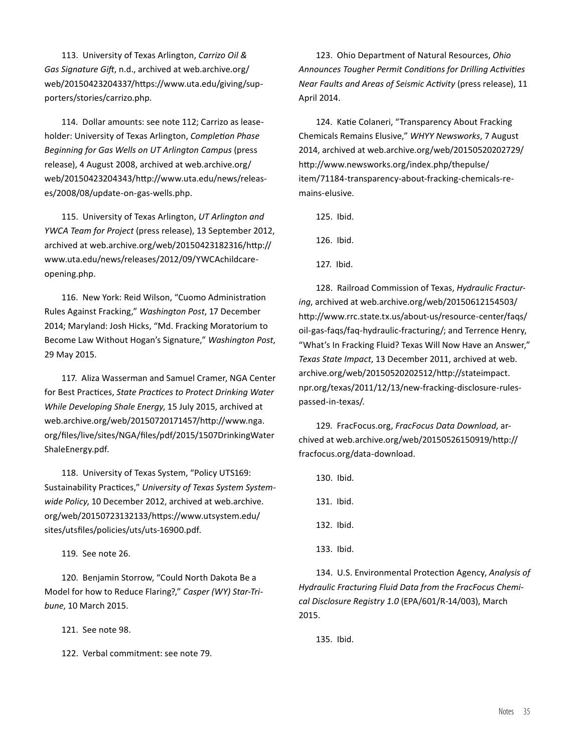113. University of Texas Arlington, *Carrizo Oil & Gas Signature Gift*, n.d., archived at web.archive.org/web/20150423204337/https://www.uta.edu/giving/supporters/stories/carrizo.php.

114. Dollar amounts: see note 112; Carrizo as leaseholder: University of Texas Arlington, *Completion Phase Beginning for Gas Wells on UT Arlington Campus* (press release), 4 August 2008, archived at web.archive.org/web/20150423204343/http://www.uta.edu/news/releases/2008/08/update-on-gas-wells.php.

115. University of Texas Arlington, *UT Arlington and YWCA Team for Project* (press release), 13 September 2012, archived at web.archive.org/web/20150423182316/http://www.uta.edu/news/releases/2012/09/YWCAchildcare-opening.php.

116. New York: Reid Wilson, "Cuomo Administration Rules Against Fracking," *Washington Post*, 17 December 2014; Maryland: Josh Hicks, "Md. Fracking Moratorium to Become Law Without Hogan's Signature," *Washington Post*, 29 May 2015.

117. Aliza Wasserman and Samuel Cramer, NGA Center for Best Practices, *State Practices to Protect Drinking Water While Developing Shale Energy*, 15 July 2015, archived at web.archive.org/web/20150720171457/http://www.nga.org/files/live/sites/NGA/files/pdf/2015/1507DrinkingWaterShaleEnergy.pdf.

118. University of Texas System, "Policy UTS169: Sustainability Practices," *University of Texas System Systemwide Policy*, 10 December 2012, archived at web.archive.org/web/20150723132133/https://www.utsystem.edu/sites/utsfiles/policies/uts/uts-16900.pdf.

119. See note 26.

120. Benjamin Storrow, "Could North Dakota Be a Model for how to Reduce Flaring?," *Casper (WY) Star-Tribune*, 10 March 2015.

121. See note 98.

122. Verbal commitment: see note 79.

123. Ohio Department of Natural Resources, *Ohio Announces Tougher Permit Conditions for Drilling Activities Near Faults and Areas of Seismic Activity* (press release), 11 April 2014.

124. Katie Colaneri, "Transparency About Fracking Chemicals Remains Elusive," *WHYY Newsworks*, 7 August 2014, archived at web.archive.org/web/20150520202729/http://www.newsworks.org/index.php/thepulse/item/71184-transparency-about-fracking-chemicals-remains-elusive.

125. Ibid.

126. Ibid.

127. Ibid.

128. Railroad Commission of Texas, *Hydraulic Fracturing*, archived at web.archive.org/web/20150612154503/http://www.rrc.state.tx.us/about-us/resource-center/faqs/oil-gas-faqs/faq-hydraulic-fracturing/; and Terrence Henry, "What's In Fracking Fluid? Texas Will Now Have an Answer," *Texas State Impact*, 13 December 2011, archived at web.archive.org/web/20150520202512/http://stateimpact.npr.org/texas/2011/12/13/new-fracking-disclosure-rules-passed-in-texas/.

129. FracFocus.org, *FracFocus Data Download*, archived at web.archive.org/web/20150526150919/http://fracfocus.org/data-download.

130. Ibid.

131. Ibid.

132. Ibid.

133. Ibid.

134. U.S. Environmental Protection Agency, *Analysis of Hydraulic Fracturing Fluid Data from the FracFocus Chemical Disclosure Registry 1.0* (EPA/601/R-14/003), March 2015.

135. Ibid.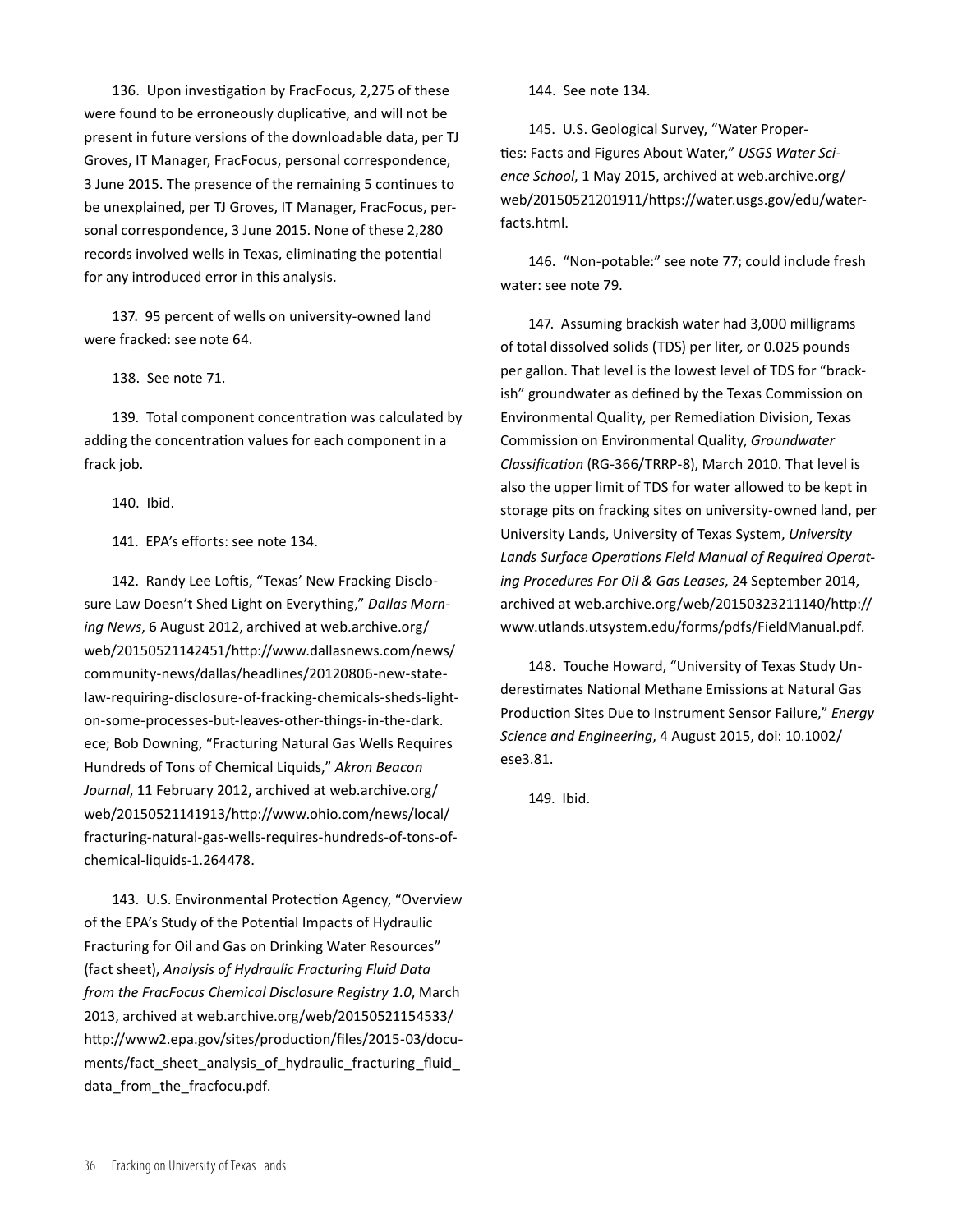136. Upon investigation by FracFocus, 2,275 of these were found to be erroneously duplicative, and will not be present in future versions of the downloadable data, per TJ Groves, IT Manager, FracFocus, personal correspondence, 3 June 2015. The presence of the remaining 5 continues to be unexplained, per TJ Groves, IT Manager, FracFocus, personal correspondence, 3 June 2015. None of these 2,280 records involved wells in Texas, eliminating the potential for any introduced error in this analysis.

137. 95 percent of wells on university-owned land were fracked: see note 64.

138. See note 71.

139. Total component concentration was calculated by adding the concentration values for each component in a frack job.

140. Ibid.

141. EPA's efforts: see note 134.

142. Randy Lee Loftis, "Texas' New Fracking Disclosure Law Doesn't Shed Light on Everything," *Dallas Morning News*, 6 August 2012, archived at web.archive.org/web/20150521142451/http://www.dallasnews.com/news/community-news/dallas/headlines/20120806-new-state-law-requiring-disclosure-of-fracking-chemicals-sheds-light-on-some-processes-but-leaves-other-things-in-the-dark.ece; Bob Downing, "Fracturing Natural Gas Wells Requires Hundreds of Tons of Chemical Liquids," *Akron Beacon Journal*, 11 February 2012, archived at web.archive.org/web/20150521141913/http://www.ohio.com/news/local/fracturing-natural-gas-wells-requires-hundreds-of-tons-of-chemical-liquids-1.264478.

143. U.S. Environmental Protection Agency, "Overview of the EPA's Study of the Potential Impacts of Hydraulic Fracturing for Oil and Gas on Drinking Water Resources" (fact sheet), *Analysis of Hydraulic Fracturing Fluid Data from the FracFocus Chemical Disclosure Registry 1.0*, March 2013, archived at web.archive.org/web/20150521154533/http://www2.epa.gov/sites/production/files/2015-03/documents/fact_sheet_analysis_of_hydraulic_fracturing_fluid_data_from_the_fracfocu.pdf.

144. See note 134.

145. U.S. Geological Survey, "Water Properties: Facts and Figures About Water," *USGS Water Science School*, 1 May 2015, archived at web.archive.org/web/20150521201911/https://water.usgs.gov/edu/waterfacts.html.

146. "Non-potable:" see note 77; could include fresh water: see note 79.

147. Assuming brackish water had 3,000 milligrams of total dissolved solids (TDS) per liter, or 0.025 pounds per gallon. That level is the lowest level of TDS for "brackish" groundwater as defined by the Texas Commission on Environmental Quality, per Remediation Division, Texas Commission on Environmental Quality, *Groundwater Classification* (RG-366/TRRP-8), March 2010. That level is also the upper limit of TDS for water allowed to be kept in storage pits on fracking sites on university-owned land, per University Lands, University of Texas System, *University Lands Surface Operations Field Manual of Required Operating Procedures For Oil & Gas Leases*, 24 September 2014, archived at web.archive.org/web/20150323211140/http://www.utlands.utsystem.edu/forms/pdfs/FieldManual.pdf.

148. Touche Howard, "University of Texas Study Underestimates National Methane Emissions at Natural Gas Production Sites Due to Instrument Sensor Failure," *Energy Science and Engineering*, 4 August 2015, doi: 10.1002/ese3.81.

149. Ibid.